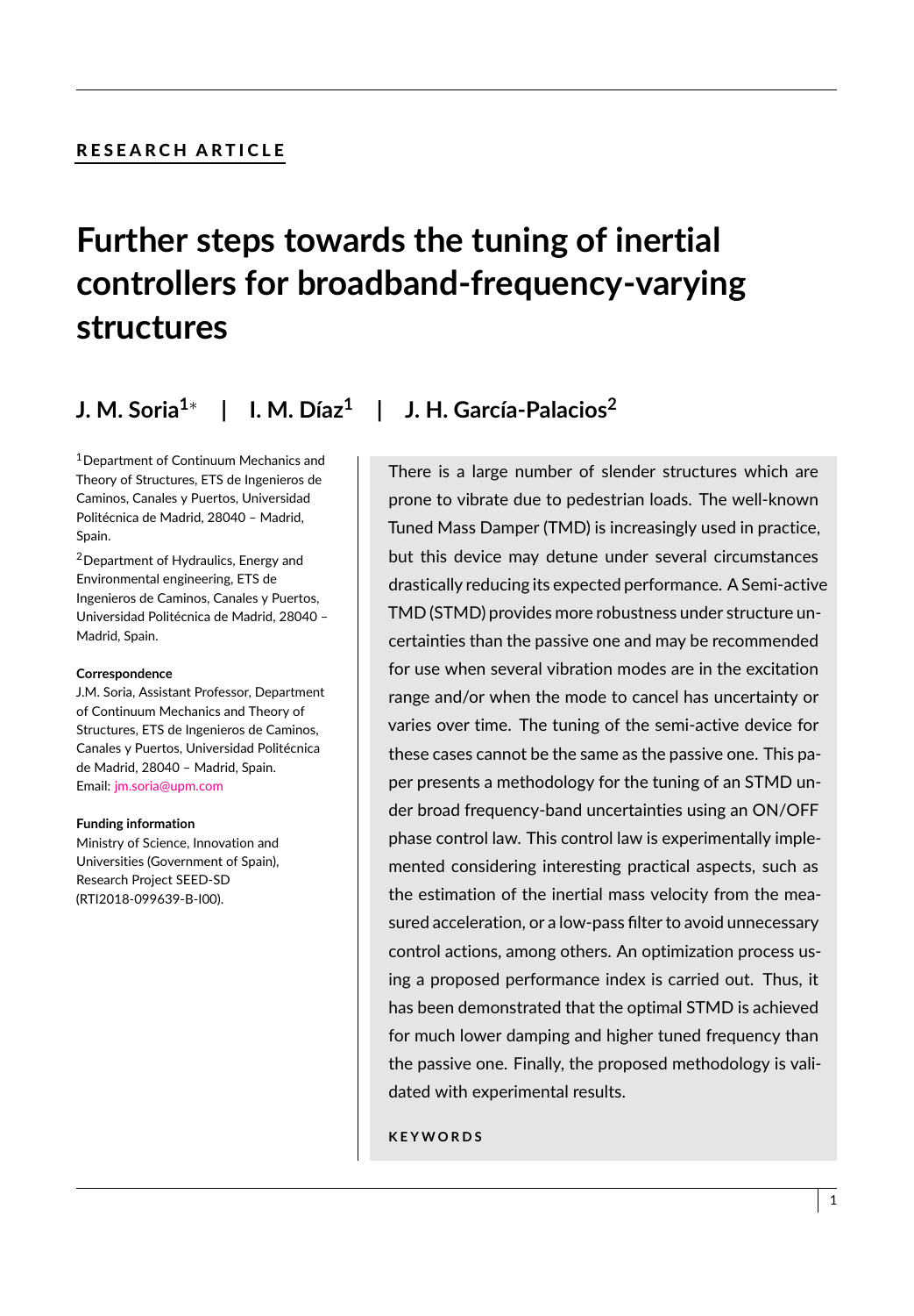**RESEARCH ARTICLE**

# Further steps towards the tuning of inertial controllers for broadband-frequency-varying structures

## J. M. Soria[1]* | I. M. Díaz[1] | J. H. García-Palacios[2]

[1]Department of Continuum Mechanics and Theory of Structures, ETS de Ingenieros de Caminos, Canales y Puertos, Universidad Politécnica de Madrid, 28040 – Madrid, Spain.

[2]Department of Hydraulics, Energy and Environmental engineering, ETS de Ingenieros de Caminos, Canales y Puertos, Universidad Politécnica de Madrid, 28040 – Madrid, Spain.

**Correspondence**
J.M. Soria, Assistant Professor, Department of Continuum Mechanics and Theory of Structures, ETS de Ingenieros de Caminos, Canales y Puertos, Universidad Politécnica de Madrid, 28040 – Madrid, Spain.
Email: jm.soria@upm.com

**Funding information**
Ministry of Science, Innovation and Universities (Government of Spain), Research Project SEED-SD (RTI2018-099639-B-I00).

There is a large number of slender structures which are prone to vibrate due to pedestrian loads. The well-known Tuned Mass Damper (TMD) is increasingly used in practice, but this device may detune under several circumstances drastically reducing its expected performance. A Semi-active TMD (STMD) provides more robustness under structure uncertainties than the passive one and may be recommended for use when several vibration modes are in the excitation range and/or when the mode to cancel has uncertainty or varies over time. The tuning of the semi-active device for these cases cannot be the same as the passive one. This paper presents a methodology for the tuning of an STMD under broad frequency-band uncertainties using an ON/OFF phase control law. This control law is experimentally implemented considering interesting practical aspects, such as the estimation of the inertial mass velocity from the measured acceleration, or a low-pass filter to avoid unnecessary control actions, among others. An optimization process using a proposed performance index is carried out. Thus, it has been demonstrated that the optimal STMD is achieved for much lower damping and higher tuned frequency than the passive one. Finally, the proposed methodology is validated with experimental results.

**KEYWORDS**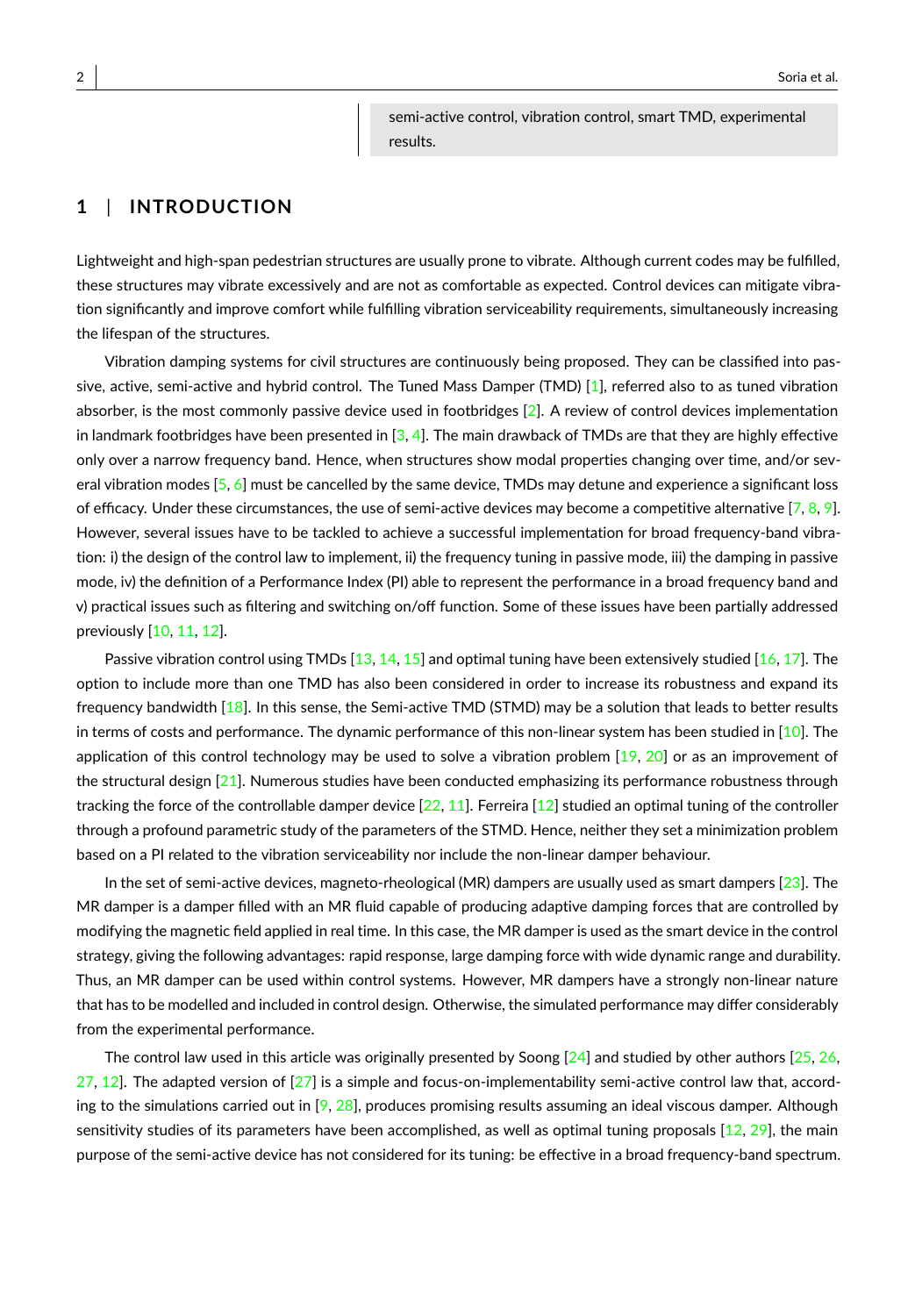semi-active control, vibration control, smart TMD, experimental results.

## 1 | INTRODUCTION

Lightweight and high-span pedestrian structures are usually prone to vibrate. Although current codes may be fulfilled, these structures may vibrate excessively and are not as comfortable as expected. Control devices can mitigate vibration significantly and improve comfort while fulfilling vibration serviceability requirements, simultaneously increasing the lifespan of the structures.

Vibration damping systems for civil structures are continuously being proposed. They can be classified into passive, active, semi-active and hybrid control. The Tuned Mass Damper (TMD) [1], referred also to as tuned vibration absorber, is the most commonly passive device used in footbridges [2]. A review of control devices implementation in landmark footbridges have been presented in [3, 4]. The main drawback of TMDs are that they are highly effective only over a narrow frequency band. Hence, when structures show modal properties changing over time, and/or several vibration modes [5, 6] must be cancelled by the same device, TMDs may detune and experience a significant loss of efficacy. Under these circumstances, the use of semi-active devices may become a competitive alternative [7, 8, 9]. However, several issues have to be tackled to achieve a successful implementation for broad frequency-band vibration: i) the design of the control law to implement, ii) the frequency tuning in passive mode, iii) the damping in passive mode, iv) the definition of a Performance Index (PI) able to represent the performance in a broad frequency band and v) practical issues such as filtering and switching on/off function. Some of these issues have been partially addressed previously [10, 11, 12].

Passive vibration control using TMDs [13, 14, 15] and optimal tuning have been extensively studied [16, 17]. The option to include more than one TMD has also been considered in order to increase its robustness and expand its frequency bandwidth [18]. In this sense, the Semi-active TMD (STMD) may be a solution that leads to better results in terms of costs and performance. The dynamic performance of this non-linear system has been studied in [10]. The application of this control technology may be used to solve a vibration problem [19, 20] or as an improvement of the structural design [21]. Numerous studies have been conducted emphasizing its performance robustness through tracking the force of the controllable damper device [22, 11]. Ferreira [12] studied an optimal tuning of the controller through a profound parametric study of the parameters of the STMD. Hence, neither they set a minimization problem based on a PI related to the vibration serviceability nor include the non-linear damper behaviour.

In the set of semi-active devices, magneto-rheological (MR) dampers are usually used as smart dampers [23]. The MR damper is a damper filled with an MR fluid capable of producing adaptive damping forces that are controlled by modifying the magnetic field applied in real time. In this case, the MR damper is used as the smart device in the control strategy, giving the following advantages: rapid response, large damping force with wide dynamic range and durability. Thus, an MR damper can be used within control systems. However, MR dampers have a strongly non-linear nature that has to be modelled and included in control design. Otherwise, the simulated performance may differ considerably from the experimental performance.

The control law used in this article was originally presented by Soong [24] and studied by other authors [25, 26, 27, 12]. The adapted version of [27] is a simple and focus-on-implementability semi-active control law that, according to the simulations carried out in [9, 28], produces promising results assuming an ideal viscous damper. Although sensitivity studies of its parameters have been accomplished, as well as optimal tuning proposals [12, 29], the main purpose of the semi-active device has not considered for its tuning: be effective in a broad frequency-band spectrum.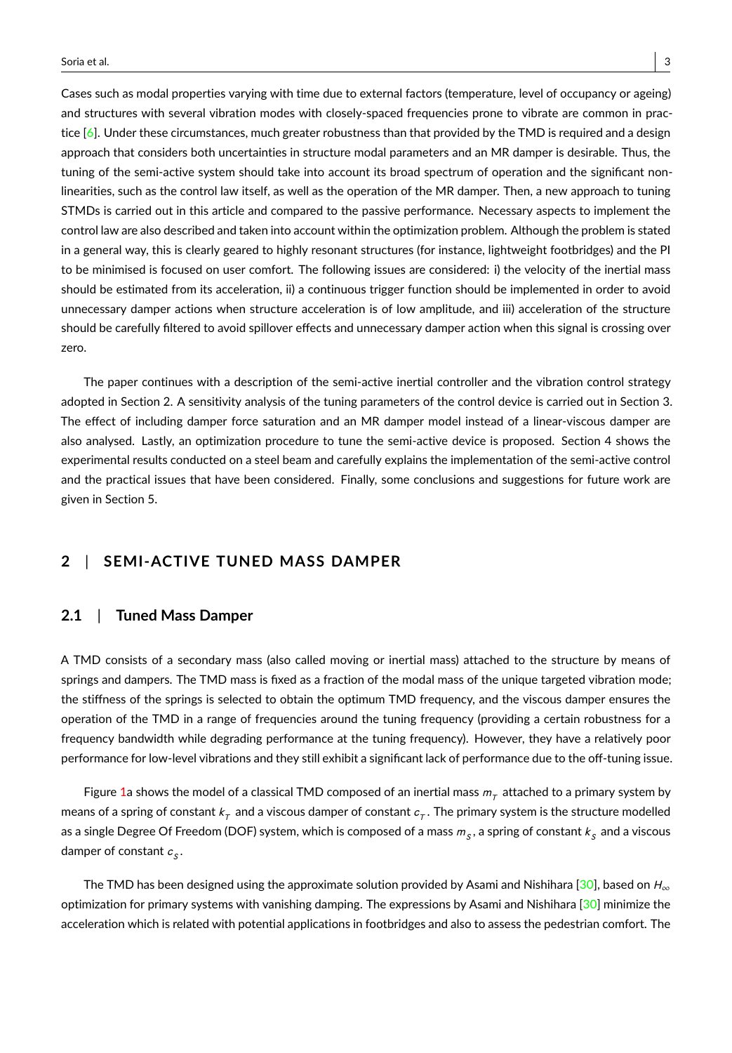Cases such as modal properties varying with time due to external factors (temperature, level of occupancy or ageing) and structures with several vibration modes with closely-spaced frequencies prone to vibrate are common in practice [6]. Under these circumstances, much greater robustness than that provided by the TMD is required and a design approach that considers both uncertainties in structure modal parameters and an MR damper is desirable. Thus, the tuning of the semi-active system should take into account its broad spectrum of operation and the significant non-linearities, such as the control law itself, as well as the operation of the MR damper. Then, a new approach to tuning STMDs is carried out in this article and compared to the passive performance. Necessary aspects to implement the control law are also described and taken into account within the optimization problem. Although the problem is stated in a general way, this is clearly geared to highly resonant structures (for instance, lightweight footbridges) and the PI to be minimised is focused on user comfort. The following issues are considered: i) the velocity of the inertial mass should be estimated from its acceleration, ii) a continuous trigger function should be implemented in order to avoid unnecessary damper actions when structure acceleration is of low amplitude, and iii) acceleration of the structure should be carefully filtered to avoid spillover effects and unnecessary damper action when this signal is crossing over zero.

The paper continues with a description of the semi-active inertial controller and the vibration control strategy adopted in Section 2. A sensitivity analysis of the tuning parameters of the control device is carried out in Section 3. The effect of including damper force saturation and an MR damper model instead of a linear-viscous damper are also analysed. Lastly, an optimization procedure to tune the semi-active device is proposed. Section 4 shows the experimental results conducted on a steel beam and carefully explains the implementation of the semi-active control and the practical issues that have been considered. Finally, some conclusions and suggestions for future work are given in Section 5.

## 2 | SEMI-ACTIVE TUNED MASS DAMPER

### 2.1 | Tuned Mass Damper

A TMD consists of a secondary mass (also called moving or inertial mass) attached to the structure by means of springs and dampers. The TMD mass is fixed as a fraction of the modal mass of the unique targeted vibration mode; the stiffness of the springs is selected to obtain the optimum TMD frequency, and the viscous damper ensures the operation of the TMD in a range of frequencies around the tuning frequency (providing a certain robustness for a frequency bandwidth while degrading performance at the tuning frequency). However, they have a relatively poor performance for low-level vibrations and they still exhibit a significant lack of performance due to the off-tuning issue.

Figure 1a shows the model of a classical TMD composed of an inertial mass $m_T$ attached to a primary system by means of a spring of constant $k_T$ and a viscous damper of constant $c_T$. The primary system is the structure modelled as a single Degree Of Freedom (DOF) system, which is composed of a mass $m_S$, a spring of constant $k_S$ and a viscous damper of constant $c_S$.

The TMD has been designed using the approximate solution provided by Asami and Nishihara [30], based on $H_\infty$ optimization for primary systems with vanishing damping. The expressions by Asami and Nishihara [30] minimize the acceleration which is related with potential applications in footbridges and also to assess the pedestrian comfort. The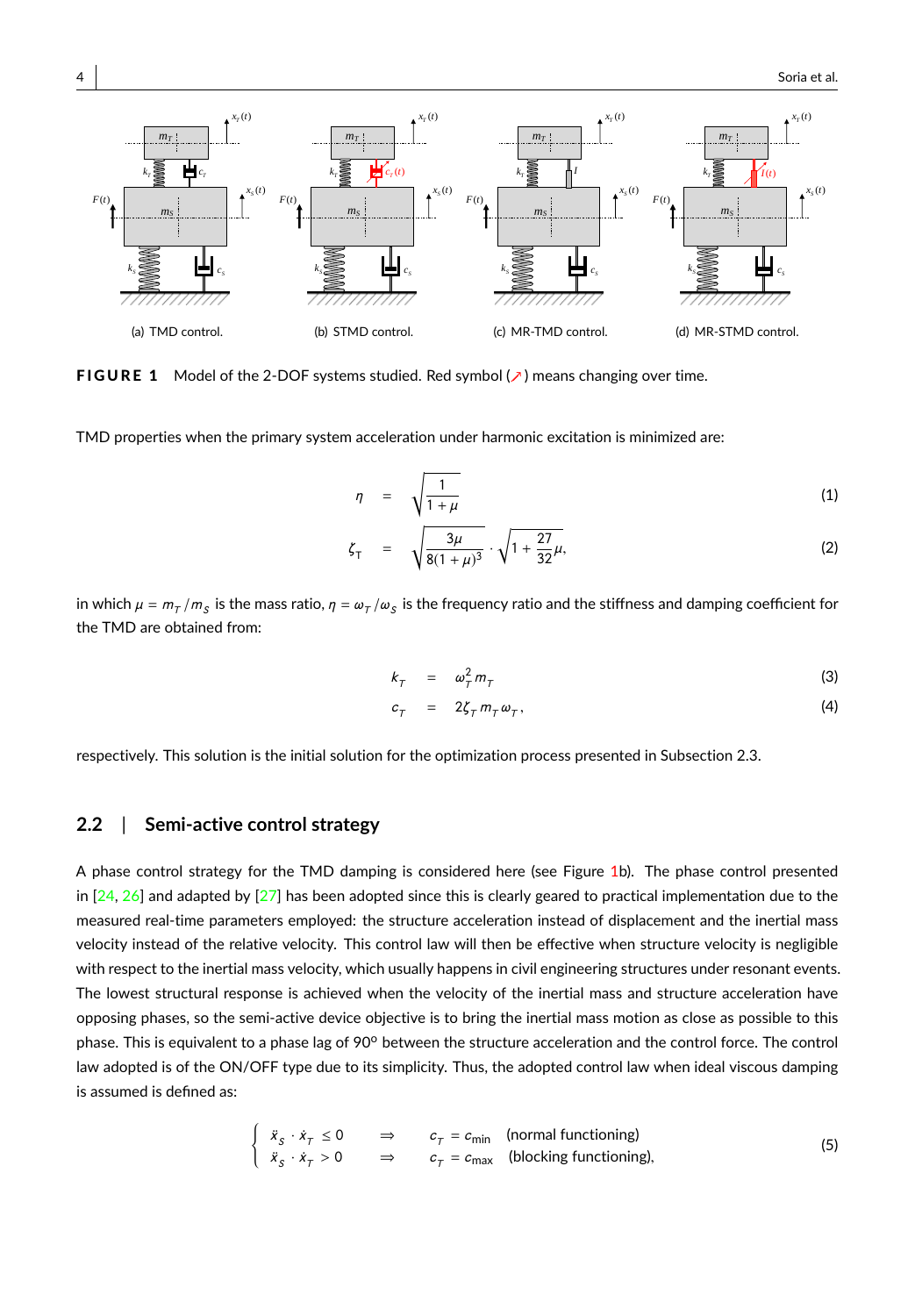(a) TMD control.

(b) STMD control.

(c) MR-TMD control.

(d) MR-STMD control.

**FIGURE 1** Model of the 2-DOF systems studied. Red symbol (↗) means changing over time.

TMD properties when the primary system acceleration under harmonic excitation is minimized are:

$$\eta = \sqrt{\frac{1}{1+\mu}} \tag{1}$$

$$\zeta_T = \sqrt{\frac{3\mu}{8(1+\mu)^3}} \cdot \sqrt{1 + \frac{27}{32}\mu}, \tag{2}$$

in which $\mu = m_T / m_S$ is the mass ratio, $\eta = \omega_T / \omega_S$ is the frequency ratio and the stiffness and damping coefficient for the TMD are obtained from:

$$k_T = \omega_T^2 m_T \tag{3}$$

$$c_T = 2\zeta_T m_T \omega_T, \tag{4}$$

respectively. This solution is the initial solution for the optimization process presented in Subsection 2.3.

## 2.2 | Semi-active control strategy

A phase control strategy for the TMD damping is considered here (see Figure 1b). The phase control presented in [24, 26] and adapted by [27] has been adopted since this is clearly geared to practical implementation due to the measured real-time parameters employed: the structure acceleration instead of displacement and the inertial mass velocity instead of the relative velocity. This control law will then be effective when structure velocity is negligible with respect to the inertial mass velocity, which usually happens in civil engineering structures under resonant events. The lowest structural response is achieved when the velocity of the inertial mass and structure acceleration have opposing phases, so the semi-active device objective is to bring the inertial mass motion as close as possible to this phase. This is equivalent to a phase lag of 90º between the structure acceleration and the control force. The control law adopted is of the ON/OFF type due to its simplicity. Thus, the adopted control law when ideal viscous damping is assumed is defined as:

$$\begin{cases} \ddot{x}_S \cdot \dot{x}_T \leq 0 & \Rightarrow \quad c_T = c_{\text{min}} \quad \text{(normal functioning)} \\ \ddot{x}_S \cdot \dot{x}_T > 0 & \Rightarrow \quad c_T = c_{\text{max}} \quad \text{(blocking functioning),} \end{cases} \tag{5}$$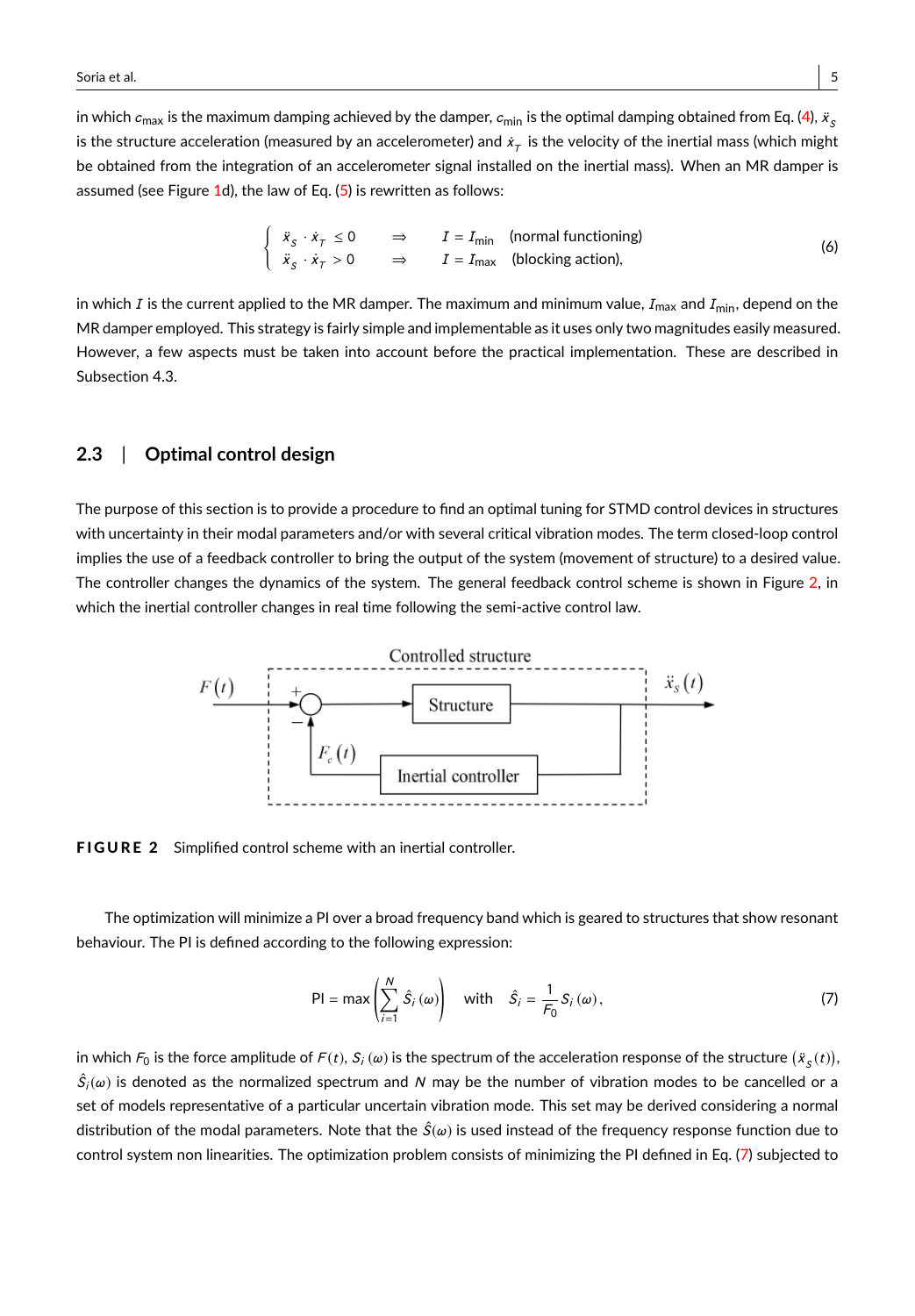in which $c_{\max}$ is the maximum damping achieved by the damper, $c_{\min}$ is the optimal damping obtained from Eq. (4), $\ddot{x}_S$ is the structure acceleration (measured by an accelerometer) and $\dot{x}_T$ is the velocity of the inertial mass (which might be obtained from the integration of an accelerometer signal installed on the inertial mass). When an MR damper is assumed (see Figure 1d), the law of Eq. (5) is rewritten as follows:

$$
\begin{cases} \ddot{x}_S \cdot \dot{x}_T \leq 0 \quad \Rightarrow \quad I = I_{\min} \quad \text{(normal functioning)} \\ \ddot{x}_S \cdot \dot{x}_T > 0 \quad \Rightarrow \quad I = I_{\max} \quad \text{(blocking action)}, \end{cases} \tag{6}
$$

in which $I$ is the current applied to the MR damper. The maximum and minimum value, $I_{\max}$ and $I_{\min}$, depend on the MR damper employed. This strategy is fairly simple and implementable as it uses only two magnitudes easily measured. However, a few aspects must be taken into account before the practical implementation. These are described in Subsection 4.3.

## 2.3 | Optimal control design

The purpose of this section is to provide a procedure to find an optimal tuning for STMD control devices in structures with uncertainty in their modal parameters and/or with several critical vibration modes. The term closed-loop control implies the use of a feedback controller to bring the output of the system (movement of structure) to a desired value. The controller changes the dynamics of the system. The general feedback control scheme is shown in Figure 2, in which the inertial controller changes in real time following the semi-active control law.

**FIGURE 2** Simplified control scheme with an inertial controller.

The optimization will minimize a PI over a broad frequency band which is geared to structures that show resonant behaviour. The PI is defined according to the following expression:

$$
\text{PI} = \max\left(\sum_{i=1}^{N} \hat{S}_i(\omega)\right) \quad \text{with} \quad \hat{S}_i = \frac{1}{F_0} S_i(\omega), \tag{7}
$$

in which $F_0$ is the force amplitude of $F(t)$, $S_i(\omega)$ is the spectrum of the acceleration response of the structure $(\ddot{x}_S(t))$, $\hat{S}_i(\omega)$ is denoted as the normalized spectrum and $N$ may be the number of vibration modes to be cancelled or a set of models representative of a particular uncertain vibration mode. This set may be derived considering a normal distribution of the modal parameters. Note that the $\hat{S}(\omega)$ is used instead of the frequency response function due to control system non linearities. The optimization problem consists of minimizing the PI defined in Eq. (7) subjected to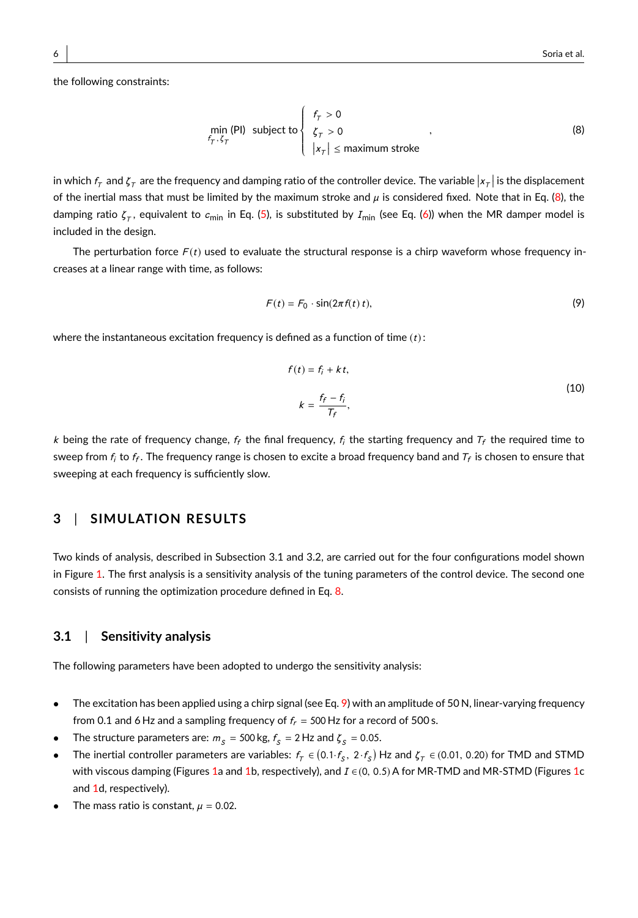the following constraints:

$$\min_{f_T, \zeta_T} \text{(PI)} \quad \text{subject to} \begin{cases} f_T > 0 \\ \zeta_T > 0 \\ |x_T| \leq \text{maximum stroke} \end{cases}, \tag{8}$$

in which $f_T$ and $\zeta_T$ are the frequency and damping ratio of the controller device. The variable $|x_T|$ is the displacement of the inertial mass that must be limited by the maximum stroke and $\mu$ is considered fixed. Note that in Eq. (8), the damping ratio $\zeta_T$, equivalent to $c_{\text{min}}$ in Eq. (5), is substituted by $I_{\text{min}}$ (see Eq. (6)) when the MR damper model is included in the design.

The perturbation force $F(t)$ used to evaluate the structural response is a chirp waveform whose frequency increases at a linear range with time, as follows:

$$F(t) = F_0 \cdot \sin(2\pi f(t)\, t), \tag{9}$$

where the instantaneous excitation frequency is defined as a function of time $(t)$:

$$\begin{aligned} f(t) &= f_i + kt, \\ k &= \frac{f_f - f_i}{T_f}, \end{aligned} \tag{10}$$

$k$ being the rate of frequency change, $f_f$ the final frequency, $f_i$ the starting frequency and $T_f$ the required time to sweep from $f_i$ to $f_f$. The frequency range is chosen to excite a broad frequency band and $T_f$ is chosen to ensure that sweeping at each frequency is sufficiently slow.

## 3 | SIMULATION RESULTS

Two kinds of analysis, described in Subsection 3.1 and 3.2, are carried out for the four configurations model shown in Figure 1. The first analysis is a sensitivity analysis of the tuning parameters of the control device. The second one consists of running the optimization procedure defined in Eq. 8.

### 3.1 | Sensitivity analysis

The following parameters have been adopted to undergo the sensitivity analysis:

- The excitation has been applied using a chirp signal (see Eq. 9) with an amplitude of 50 N, linear-varying frequency from 0.1 and 6 Hz and a sampling frequency of $f_r = 500$ Hz for a record of 500 s.
- The structure parameters are: $m_S = 500$ kg, $f_S = 2$ Hz and $\zeta_S = 0.05$.
- The inertial controller parameters are variables: $f_T \in (0.1 \cdot f_S,\ 2 \cdot f_S)$ Hz and $\zeta_T \in (0.01,\ 0.20)$ for TMD and STMD with viscous damping (Figures 1a and 1b, respectively), and $I \in (0,\ 0.5)$ A for MR-TMD and MR-STMD (Figures 1c and 1d, respectively).
- The mass ratio is constant, $\mu = 0.02$.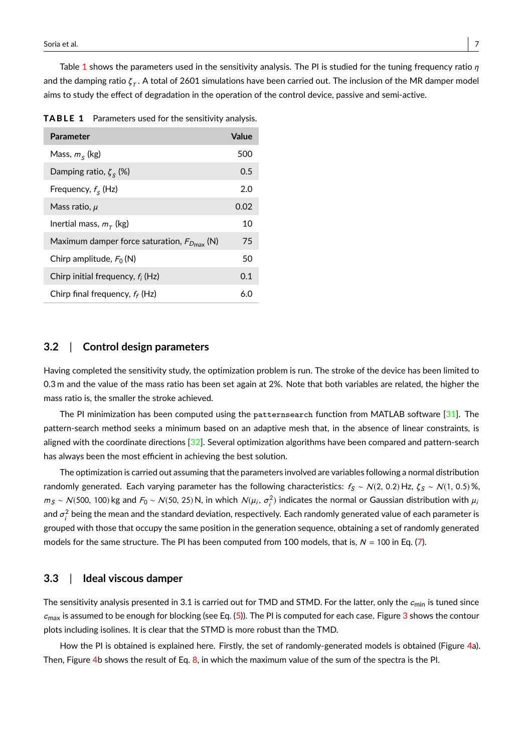Table 1 shows the parameters used in the sensitivity analysis. The PI is studied for the tuning frequency ratio $\eta$ and the damping ratio $\zeta_T$. A total of 2601 simulations have been carried out. The inclusion of the MR damper model aims to study the effect of degradation in the operation of the control device, passive and semi-active.

**TABLE 1** Parameters used for the sensitivity analysis.

| Parameter | Value |
|---|---|
| Mass, $m_S$ (kg) | 500 |
| Damping ratio, $\zeta_S$ (%) | 0.5 |
| Frequency, $f_S$ (Hz) | 2.0 |
| Mass ratio, $\mu$ | 0.02 |
| Inertial mass, $m_T$ (kg) | 10 |
| Maximum damper force saturation, $F_{D_{\max}}$ (N) | 75 |
| Chirp amplitude, $F_0$ (N) | 50 |
| Chirp initial frequency, $f_i$ (Hz) | 0.1 |
| Chirp final frequency, $f_f$ (Hz) | 6.0 |

## 3.2 | Control design parameters

Having completed the sensitivity study, the optimization problem is run. The stroke of the device has been limited to 0.3 m and the value of the mass ratio has been set again at 2%. Note that both variables are related, the higher the mass ratio is, the smaller the stroke achieved.

The PI minimization has been computed using the `patternsearch` function from MATLAB software [31]. The pattern-search method seeks a minimum based on an adaptive mesh that, in the absence of linear constraints, is aligned with the coordinate directions [32]. Several optimization algorithms have been compared and pattern-search has always been the most efficient in achieving the best solution.

The optimization is carried out assuming that the parameters involved are variables following a normal distribution randomly generated. Each varying parameter has the following characteristics: $f_S \sim \mathcal{N}(2,\, 0.2)$ Hz, $\zeta_S \sim \mathcal{N}(1,\, 0.5)$ %, $m_S \sim \mathcal{N}(500,\, 100)$ kg and $F_0 \sim \mathcal{N}(50,\, 25)$ N, in which $\mathcal{N}(\mu_i,\, \sigma_i^2)$ indicates the normal or Gaussian distribution with $\mu_i$ and $\sigma_i^2$ being the mean and the standard deviation, respectively. Each randomly generated value of each parameter is grouped with those that occupy the same position in the generation sequence, obtaining a set of randomly generated models for the same structure. The PI has been computed from 100 models, that is, $N = 100$ in Eq. (7).

## 3.3 | Ideal viscous damper

The sensitivity analysis presented in 3.1 is carried out for TMD and STMD. For the latter, only the $c_{\min}$ is tuned since $c_{\max}$ is assumed to be enough for blocking (see Eq. (5)). The PI is computed for each case. Figure 3 shows the contour plots including isolines. It is clear that the STMD is more robust than the TMD.

How the PI is obtained is explained here. Firstly, the set of randomly-generated models is obtained (Figure 4a). Then, Figure 4b shows the result of Eq. 8, in which the maximum value of the sum of the spectra is the PI.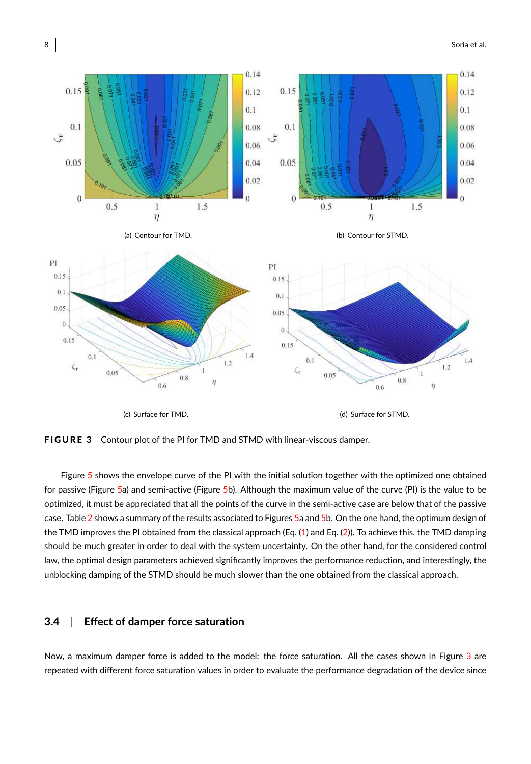(a) Contour for TMD.

(b) Contour for STMD.

(c) Surface for TMD.

(d) Surface for STMD.

**FIGURE 3** Contour plot of the PI for TMD and STMD with linear-viscous damper.

Figure 5 shows the envelope curve of the PI with the initial solution together with the optimized one obtained for passive (Figure 5a) and semi-active (Figure 5b). Although the maximum value of the curve (PI) is the value to be optimized, it must be appreciated that all the points of the curve in the semi-active case are below that of the passive case. Table 2 shows a summary of the results associated to Figures 5a and 5b. On the one hand, the optimum design of the TMD improves the PI obtained from the classical approach (Eq. (1) and Eq. (2)). To achieve this, the TMD damping should be much greater in order to deal with the system uncertainty. On the other hand, for the considered control law, the optimal design parameters achieved significantly improves the performance reduction, and interestingly, the unblocking damping of the STMD should be much slower than the one obtained from the classical approach.

## 3.4 | Effect of damper force saturation

Now, a maximum damper force is added to the model: the force saturation. All the cases shown in Figure 3 are repeated with different force saturation values in order to evaluate the performance degradation of the device since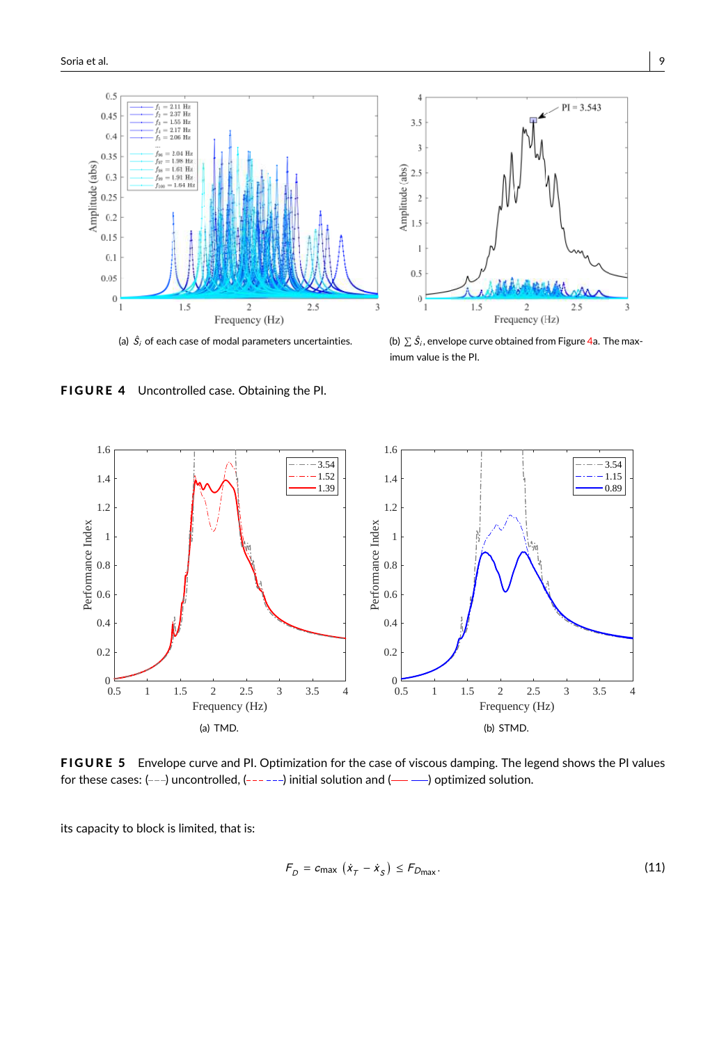(a) $\hat{S}_i$ of each case of modal parameters uncertainties.

(b) $\sum \hat{S}_i$, envelope curve obtained from Figure 4a. The maximum value is the PI.

**FIGURE 4** Uncontrolled case. Obtaining the PI.

(a) TMD.

(b) STMD.

**FIGURE 5** Envelope curve and PI. Optimization for the case of viscous damping. The legend shows the PI values for these cases: (- · -) uncontrolled, (- - - - -) initial solution and (—— ——) optimized solution.

its capacity to block is limited, that is:

$$F_D = c_{\max} \left(\dot{x}_T - \dot{x}_S\right) \leq F_{D\max}. \tag{11}$$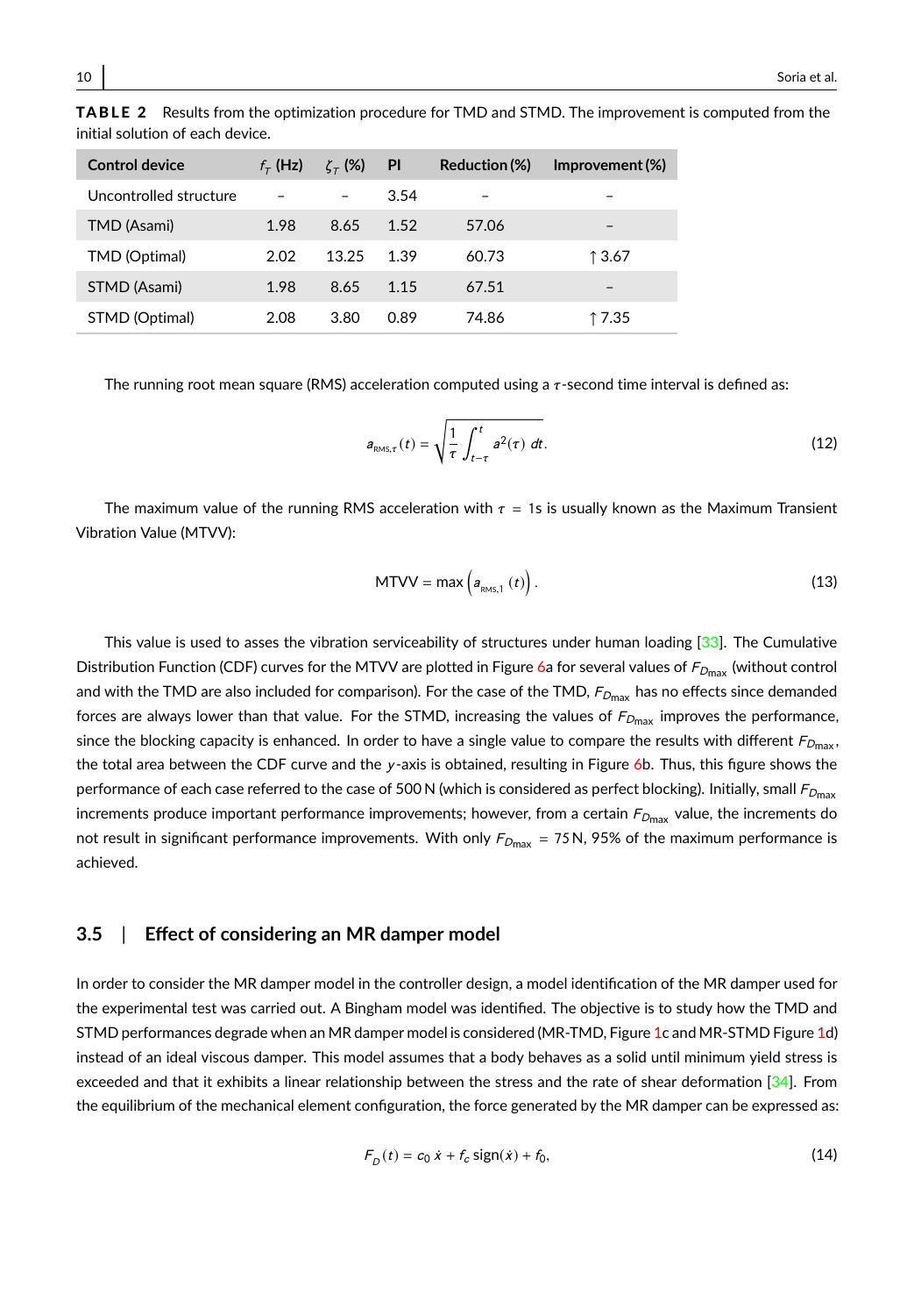**TABLE 2** Results from the optimization procedure for TMD and STMD. The improvement is computed from the initial solution of each device.

| Control device | $f_T$ (Hz) | $\zeta_T$ (%) | PI | Reduction (%) | Improvement (%) |
|---|---|---|---|---|---|
| Uncontrolled structure | – | – | 3.54 | – | – |
| TMD (Asami) | 1.98 | 8.65 | 1.52 | 57.06 | – |
| TMD (Optimal) | 2.02 | 13.25 | 1.39 | 60.73 | ↑ 3.67 |
| STMD (Asami) | 1.98 | 8.65 | 1.15 | 67.51 | – |
| STMD (Optimal) | 2.08 | 3.80 | 0.89 | 74.86 | ↑ 7.35 |

The running root mean square (RMS) acceleration computed using a $\tau$-second time interval is defined as:

$$a_{\text{RMS},\tau}(t) = \sqrt{\frac{1}{\tau}\int_{t-\tau}^{t} a^2(\tau)\ dt}. \tag{12}$$

The maximum value of the running RMS acceleration with $\tau = 1$s is usually known as the Maximum Transient Vibration Value (MTVV):

$$\text{MTVV} = \max\left(a_{\text{RMS},1}(t)\right). \tag{13}$$

This value is used to asses the vibration serviceability of structures under human loading [33]. The Cumulative Distribution Function (CDF) curves for the MTVV are plotted in Figure 6a for several values of $F_{D_{\max}}$ (without control and with the TMD are also included for comparison). For the case of the TMD, $F_{D_{\max}}$ has no effects since demanded forces are always lower than that value. For the STMD, increasing the values of $F_{D_{\max}}$ improves the performance, since the blocking capacity is enhanced. In order to have a single value to compare the results with different $F_{D_{\max}}$, the total area between the CDF curve and the $y$-axis is obtained, resulting in Figure 6b. Thus, this figure shows the performance of each case referred to the case of 500 N (which is considered as perfect blocking). Initially, small $F_{D_{\max}}$ increments produce important performance improvements; however, from a certain $F_{D_{\max}}$ value, the increments do not result in significant performance improvements. With only $F_{D_{\max}} = 75$ N, 95% of the maximum performance is achieved.

## 3.5 | Effect of considering an MR damper model

In order to consider the MR damper model in the controller design, a model identification of the MR damper used for the experimental test was carried out. A Bingham model was identified. The objective is to study how the TMD and STMD performances degrade when an MR damper model is considered (MR-TMD, Figure 1c and MR-STMD Figure 1d) instead of an ideal viscous damper. This model assumes that a body behaves as a solid until minimum yield stress is exceeded and that it exhibits a linear relationship between the stress and the rate of shear deformation [34]. From the equilibrium of the mechanical element configuration, the force generated by the MR damper can be expressed as:

$$F_D(t) = c_0\,\dot{x} + f_c\,\text{sign}(\dot{x}) + f_0, \tag{14}$$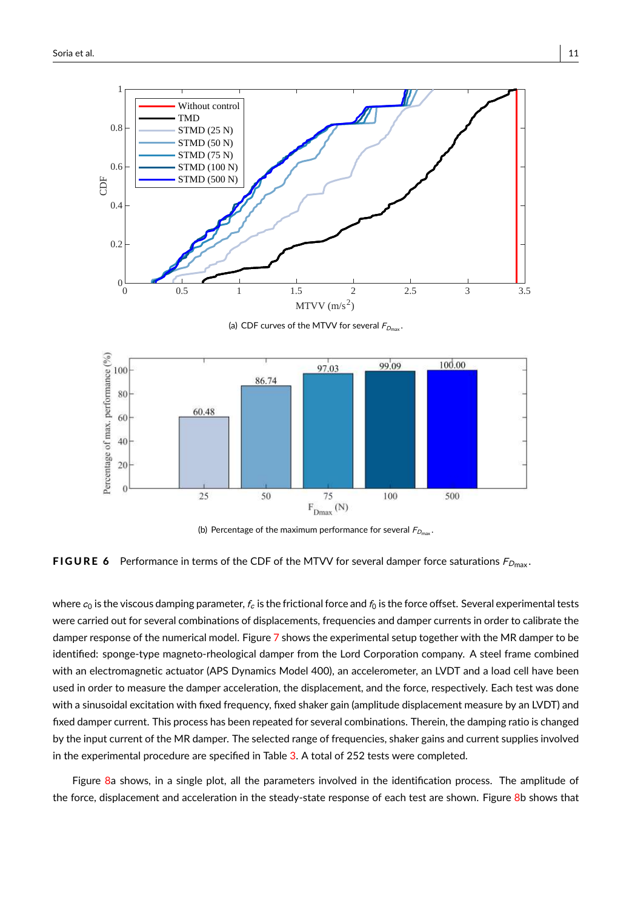(a) CDF curves of the MTVV for several $F_{D_{max}}$.

(b) Percentage of the maximum performance for several $F_{D_{max}}$.

**FIGURE 6** Performance in terms of the CDF of the MTVV for several damper force saturations $F_{D_{max}}$.

where $c_0$ is the viscous damping parameter, $f_c$ is the frictional force and $f_0$ is the force offset. Several experimental tests were carried out for several combinations of displacements, frequencies and damper currents in order to calibrate the damper response of the numerical model. Figure 7 shows the experimental setup together with the MR damper to be identified: sponge-type magneto-rheological damper from the Lord Corporation company. A steel frame combined with an electromagnetic actuator (APS Dynamics Model 400), an accelerometer, an LVDT and a load cell have been used in order to measure the damper acceleration, the displacement, and the force, respectively. Each test was done with a sinusoidal excitation with fixed frequency, fixed shaker gain (amplitude displacement measure by an LVDT) and fixed damper current. This process has been repeated for several combinations. Therein, the damping ratio is changed by the input current of the MR damper. The selected range of frequencies, shaker gains and current supplies involved in the experimental procedure are specified in Table 3. A total of 252 tests were completed.

Figure 8a shows, in a single plot, all the parameters involved in the identification process. The amplitude of the force, displacement and acceleration in the steady-state response of each test are shown. Figure 8b shows that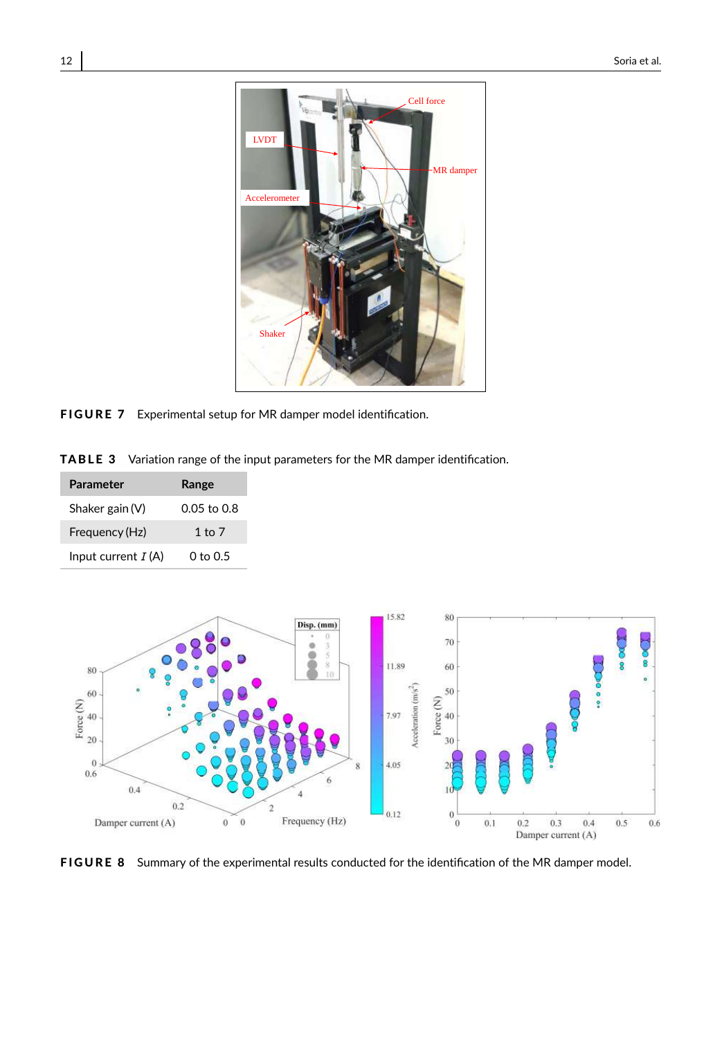**FIGURE 7** Experimental setup for MR damper model identification.

**TABLE 3** Variation range of the input parameters for the MR damper identification.

| Parameter | Range |
|---|---|
| Shaker gain (V) | 0.05 to 0.8 |
| Frequency (Hz) | 1 to 7 |
| Input current $I$ (A) | 0 to 0.5 |

**FIGURE 8** Summary of the experimental results conducted for the identification of the MR damper model.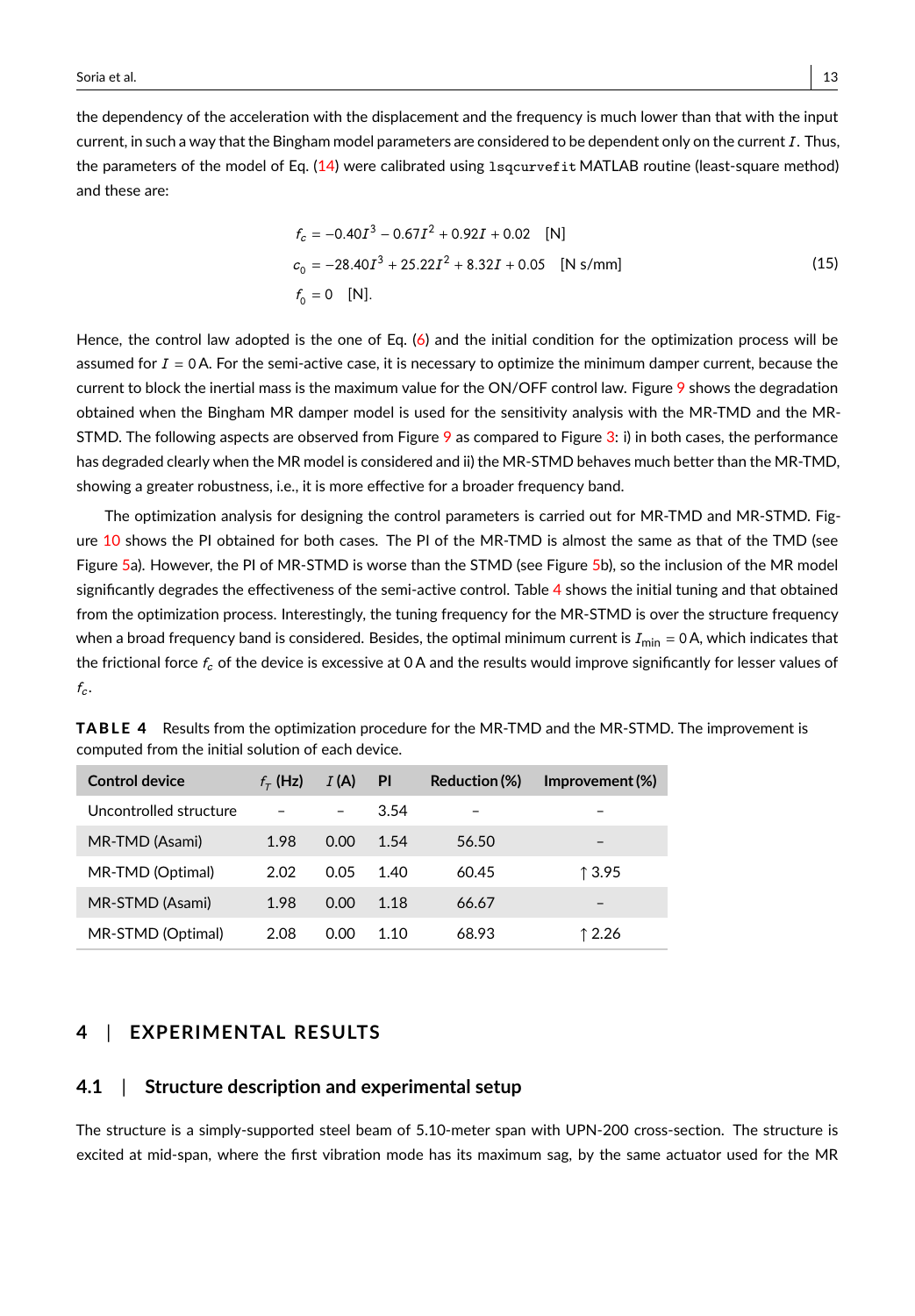the dependency of the acceleration with the displacement and the frequency is much lower than that with the input current, in such a way that the Bingham model parameters are considered to be dependent only on the current $I$. Thus, the parameters of the model of Eq. (14) were calibrated using `lsqcurvefit` MATLAB routine (least-square method) and these are:

$$
\begin{aligned}
f_c &= -0.40I^3 - 0.67I^2 + 0.92I + 0.02 \quad \text{[N]} \\
c_0 &= -28.40I^3 + 25.22I^2 + 8.32I + 0.05 \quad \text{[N s/mm]} \\
f_0 &= 0 \quad \text{[N]}.
\end{aligned}
\tag{15}
$$

Hence, the control law adopted is the one of Eq. (6) and the initial condition for the optimization process will be assumed for $I = 0$ A. For the semi-active case, it is necessary to optimize the minimum damper current, because the current to block the inertial mass is the maximum value for the ON/OFF control law. Figure 9 shows the degradation obtained when the Bingham MR damper model is used for the sensitivity analysis with the MR-TMD and the MR-STMD. The following aspects are observed from Figure 9 as compared to Figure 3: i) in both cases, the performance has degraded clearly when the MR model is considered and ii) the MR-STMD behaves much better than the MR-TMD, showing a greater robustness, i.e., it is more effective for a broader frequency band.

The optimization analysis for designing the control parameters is carried out for MR-TMD and MR-STMD. Figure 10 shows the PI obtained for both cases. The PI of the MR-TMD is almost the same as that of the TMD (see Figure 5a). However, the PI of MR-STMD is worse than the STMD (see Figure 5b), so the inclusion of the MR model significantly degrades the effectiveness of the semi-active control. Table 4 shows the initial tuning and that obtained from the optimization process. Interestingly, the tuning frequency for the MR-STMD is over the structure frequency when a broad frequency band is considered. Besides, the optimal minimum current is $I_{\min} = 0$ A, which indicates that the frictional force $f_c$ of the device is excessive at 0 A and the results would improve significantly for lesser values of $f_c$.

**TABLE 4** Results from the optimization procedure for the MR-TMD and the MR-STMD. The improvement is computed from the initial solution of each device.

| Control device | $f_T$ (Hz) | $I$ (A) | PI | Reduction (%) | Improvement (%) |
|---|---|---|---|---|---|
| Uncontrolled structure | – | – | 3.54 | – | – |
| MR-TMD (Asami) | 1.98 | 0.00 | 1.54 | 56.50 | – |
| MR-TMD (Optimal) | 2.02 | 0.05 | 1.40 | 60.45 | ↑ 3.95 |
| MR-STMD (Asami) | 1.98 | 0.00 | 1.18 | 66.67 | – |
| MR-STMD (Optimal) | 2.08 | 0.00 | 1.10 | 68.93 | ↑ 2.26 |

## 4 | EXPERIMENTAL RESULTS

### 4.1 | Structure description and experimental setup

The structure is a simply-supported steel beam of 5.10-meter span with UPN-200 cross-section. The structure is excited at mid-span, where the first vibration mode has its maximum sag, by the same actuator used for the MR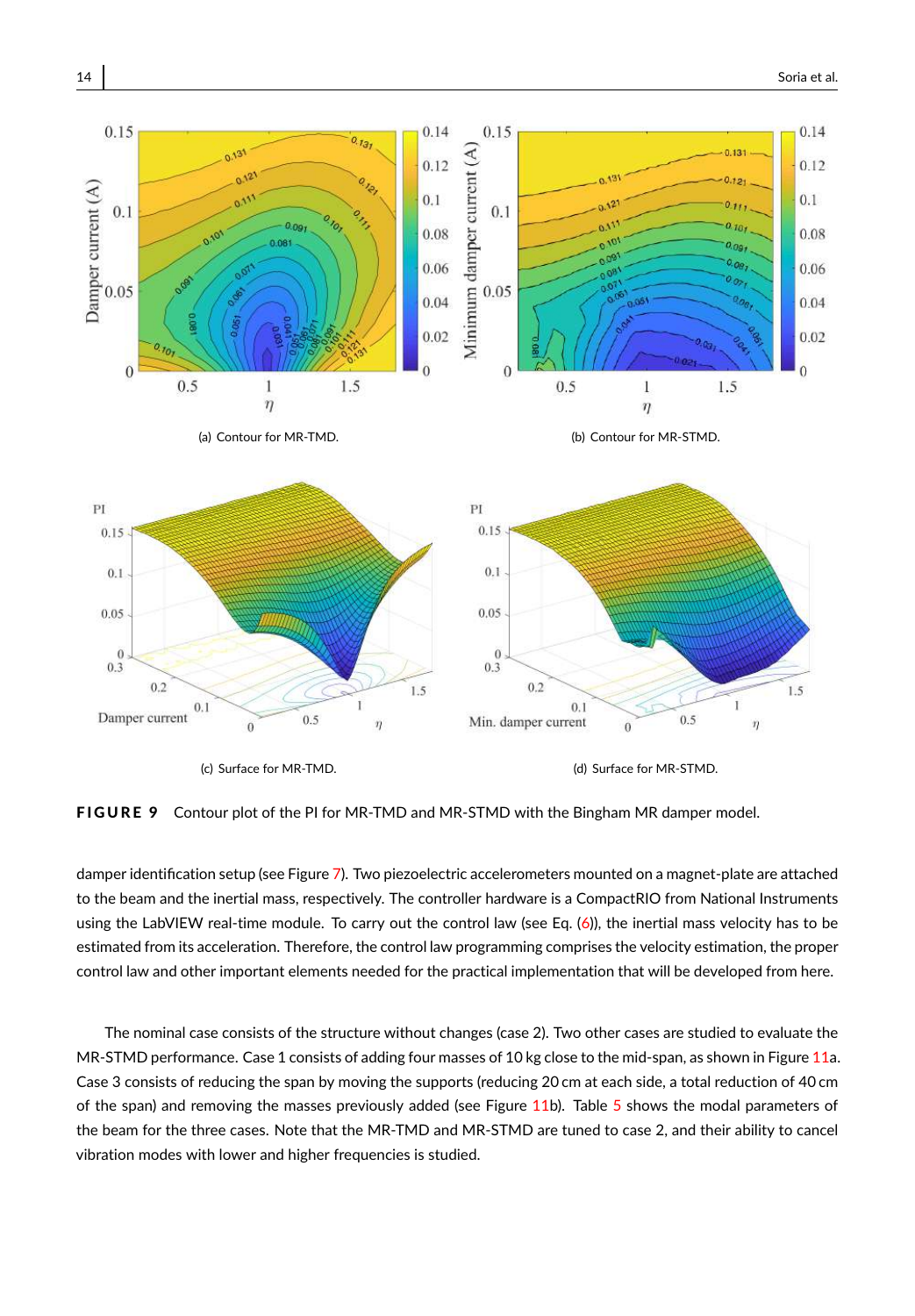(a) Contour for MR-TMD.

(b) Contour for MR-STMD.

(c) Surface for MR-TMD.

(d) Surface for MR-STMD.

**FIGURE 9** Contour plot of the PI for MR-TMD and MR-STMD with the Bingham MR damper model.

damper identification setup (see Figure 7). Two piezoelectric accelerometers mounted on a magnet-plate are attached to the beam and the inertial mass, respectively. The controller hardware is a CompactRIO from National Instruments using the LabVIEW real-time module. To carry out the control law (see Eq. (6)), the inertial mass velocity has to be estimated from its acceleration. Therefore, the control law programming comprises the velocity estimation, the proper control law and other important elements needed for the practical implementation that will be developed from here.

The nominal case consists of the structure without changes (case 2). Two other cases are studied to evaluate the MR-STMD performance. Case 1 consists of adding four masses of 10 kg close to the mid-span, as shown in Figure 11a. Case 3 consists of reducing the span by moving the supports (reducing 20 cm at each side, a total reduction of 40 cm of the span) and removing the masses previously added (see Figure 11b). Table 5 shows the modal parameters of the beam for the three cases. Note that the MR-TMD and MR-STMD are tuned to case 2, and their ability to cancel vibration modes with lower and higher frequencies is studied.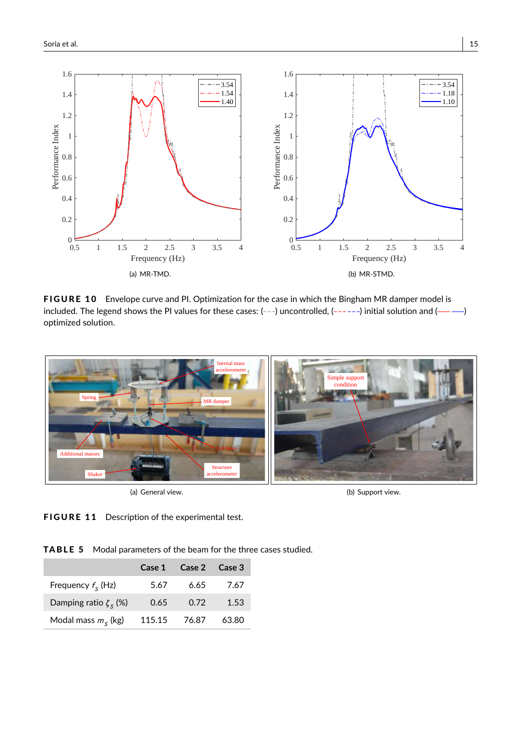(a) MR-TMD.

(b) MR-STMD.

**FIGURE 10** Envelope curve and PI. Optimization for the case in which the Bingham MR damper model is included. The legend shows the PI values for these cases: (- - -) uncontrolled, (- - - - - -) initial solution and (—— ——) optimized solution.

(a) General view.

(b) Support view.

**FIGURE 11** Description of the experimental test.

**TABLE 5** Modal parameters of the beam for the three cases studied.

| | Case 1 | Case 2 | Case 3 |
|---|---|---|---|
| Frequency $f_s$ (Hz) | 5.67 | 6.65 | 7.67 |
| Damping ratio $\zeta_s$ (%) | 0.65 | 0.72 | 1.53 |
| Modal mass $m_s$ (kg) | 115.15 | 76.87 | 63.80 |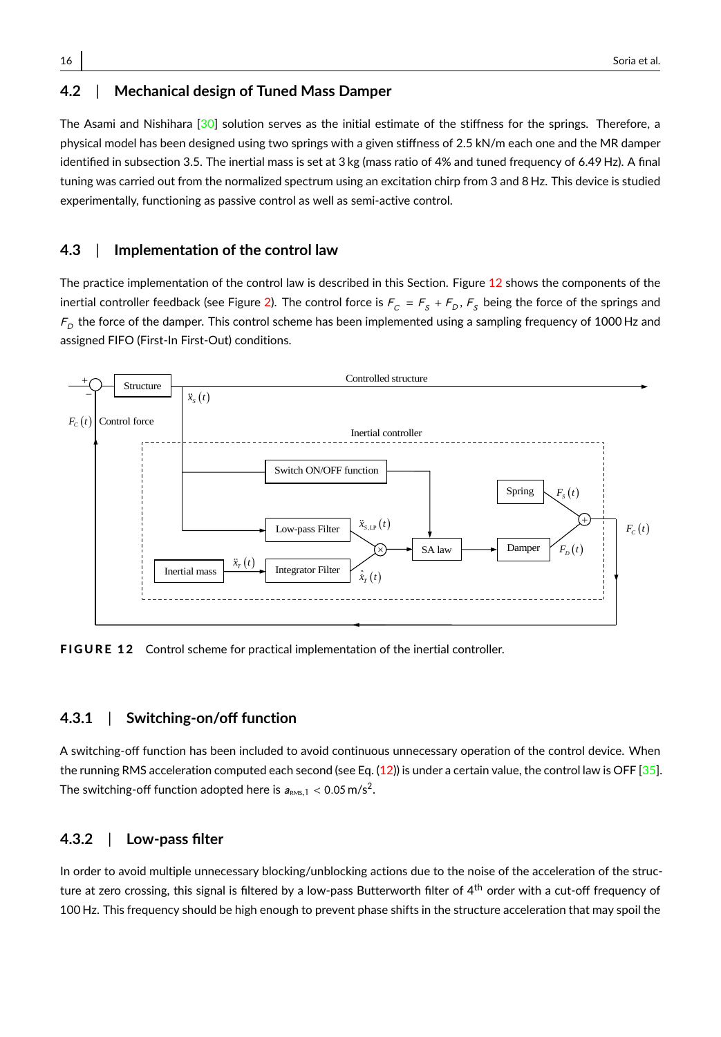## 4.2 | Mechanical design of Tuned Mass Damper

The Asami and Nishihara [30] solution serves as the initial estimate of the stiffness for the springs. Therefore, a physical model has been designed using two springs with a given stiffness of 2.5 kN/m each one and the MR damper identified in subsection 3.5. The inertial mass is set at 3 kg (mass ratio of 4% and tuned frequency of 6.49 Hz). A final tuning was carried out from the normalized spectrum using an excitation chirp from 3 and 8 Hz. This device is studied experimentally, functioning as passive control as well as semi-active control.

## 4.3 | Implementation of the control law

The practice implementation of the control law is described in this Section. Figure 12 shows the components of the inertial controller feedback (see Figure 2). The control force is $F_C = F_S + F_D$, $F_S$ being the force of the springs and $F_D$ the force of the damper. This control scheme has been implemented using a sampling frequency of 1000 Hz and assigned FIFO (First-In First-Out) conditions.

**FIGURE 12** Control scheme for practical implementation of the inertial controller.

### 4.3.1 | Switching-on/off function

A switching-off function has been included to avoid continuous unnecessary operation of the control device. When the running RMS acceleration computed each second (see Eq. (12)) is under a certain value, the control law is OFF [35]. The switching-off function adopted here is $a_{\mathrm{RMS},1} < 0.05\,\mathrm{m/s^2}$.

### 4.3.2 | Low-pass filter

In order to avoid multiple unnecessary blocking/unblocking actions due to the noise of the acceleration of the structure at zero crossing, this signal is filtered by a low-pass Butterworth filter of 4$^{\mathrm{th}}$ order with a cut-off frequency of 100 Hz. This frequency should be high enough to prevent phase shifts in the structure acceleration that may spoil the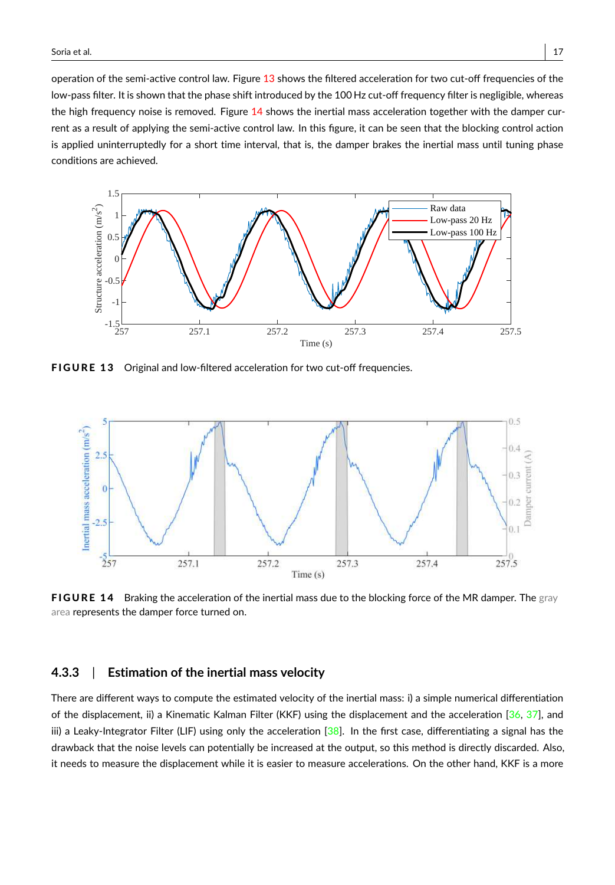operation of the semi-active control law. Figure 13 shows the filtered acceleration for two cut-off frequencies of the low-pass filter. It is shown that the phase shift introduced by the 100 Hz cut-off frequency filter is negligible, whereas the high frequency noise is removed. Figure 14 shows the inertial mass acceleration together with the damper current as a result of applying the semi-active control law. In this figure, it can be seen that the blocking control action is applied uninterruptedly for a short time interval, that is, the damper brakes the inertial mass until tuning phase conditions are achieved.

**FIGURE 13** Original and low-filtered acceleration for two cut-off frequencies.

**FIGURE 14** Braking the acceleration of the inertial mass due to the blocking force of the MR damper. The gray area represents the damper force turned on.

### 4.3.3 | Estimation of the inertial mass velocity

There are different ways to compute the estimated velocity of the inertial mass: i) a simple numerical differentiation of the displacement, ii) a Kinematic Kalman Filter (KKF) using the displacement and the acceleration [36, 37], and iii) a Leaky-Integrator Filter (LIF) using only the acceleration [38]. In the first case, differentiating a signal has the drawback that the noise levels can potentially be increased at the output, so this method is directly discarded. Also, it needs to measure the displacement while it is easier to measure accelerations. On the other hand, KKF is a more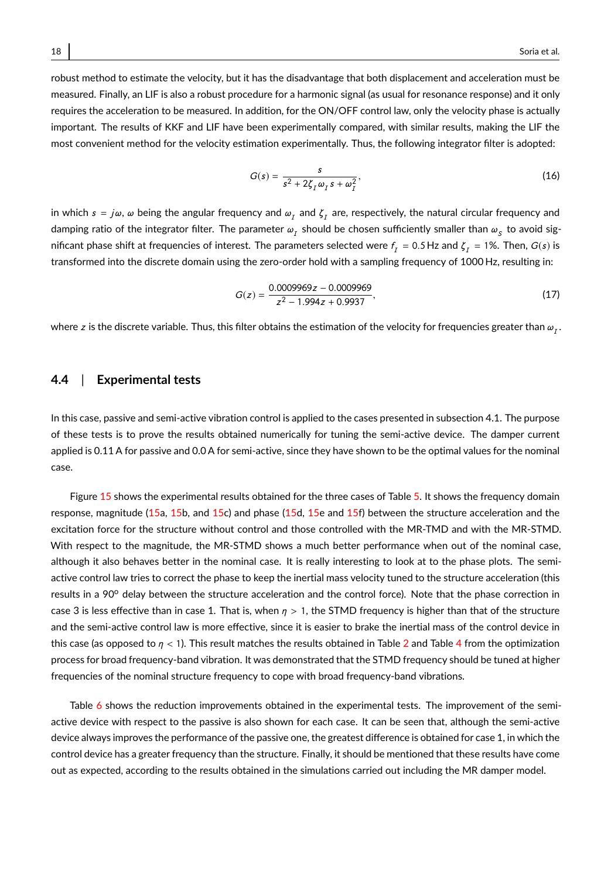robust method to estimate the velocity, but it has the disadvantage that both displacement and acceleration must be measured. Finally, an LIF is also a robust procedure for a harmonic signal (as usual for resonance response) and it only requires the acceleration to be measured. In addition, for the ON/OFF control law, only the velocity phase is actually important. The results of KKF and LIF have been experimentally compared, with similar results, making the LIF the most convenient method for the velocity estimation experimentally. Thus, the following integrator filter is adopted:

$$G(s) = \frac{s}{s^2 + 2\zeta_I \omega_I s + \omega_I^2}, \tag{16}$$

in which $s = j\omega$, $\omega$ being the angular frequency and $\omega_I$ and $\zeta_I$ are, respectively, the natural circular frequency and damping ratio of the integrator filter. The parameter $\omega_I$ should be chosen sufficiently smaller than $\omega_S$ to avoid significant phase shift at frequencies of interest. The parameters selected were $f_I = 0.5$ Hz and $\zeta_I = 1\%$. Then, $G(s)$ is transformed into the discrete domain using the zero-order hold with a sampling frequency of 1000 Hz, resulting in:

$$G(z) = \frac{0.0009969z - 0.0009969}{z^2 - 1.994z + 0.9937}, \tag{17}$$

where $z$ is the discrete variable. Thus, this filter obtains the estimation of the velocity for frequencies greater than $\omega_I$.

## 4.4 | Experimental tests

In this case, passive and semi-active vibration control is applied to the cases presented in subsection 4.1. The purpose of these tests is to prove the results obtained numerically for tuning the semi-active device. The damper current applied is 0.11 A for passive and 0.0 A for semi-active, since they have shown to be the optimal values for the nominal case.

Figure 15 shows the experimental results obtained for the three cases of Table 5. It shows the frequency domain response, magnitude (15a, 15b, and 15c) and phase (15d, 15e and 15f) between the structure acceleration and the excitation force for the structure without control and those controlled with the MR-TMD and with the MR-STMD. With respect to the magnitude, the MR-STMD shows a much better performance when out of the nominal case, although it also behaves better in the nominal case. It is really interesting to look at to the phase plots. The semi-active control law tries to correct the phase to keep the inertial mass velocity tuned to the structure acceleration (this results in a 90º delay between the structure acceleration and the control force). Note that the phase correction in case 3 is less effective than in case 1. That is, when $\eta > 1$, the STMD frequency is higher than that of the structure and the semi-active control law is more effective, since it is easier to brake the inertial mass of the control device in this case (as opposed to $\eta < 1$). This result matches the results obtained in Table 2 and Table 4 from the optimization process for broad frequency-band vibration. It was demonstrated that the STMD frequency should be tuned at higher frequencies of the nominal structure frequency to cope with broad frequency-band vibrations.

Table 6 shows the reduction improvements obtained in the experimental tests. The improvement of the semi-active device with respect to the passive is also shown for each case. It can be seen that, although the semi-active device always improves the performance of the passive one, the greatest difference is obtained for case 1, in which the control device has a greater frequency than the structure. Finally, it should be mentioned that these results have come out as expected, according to the results obtained in the simulations carried out including the MR damper model.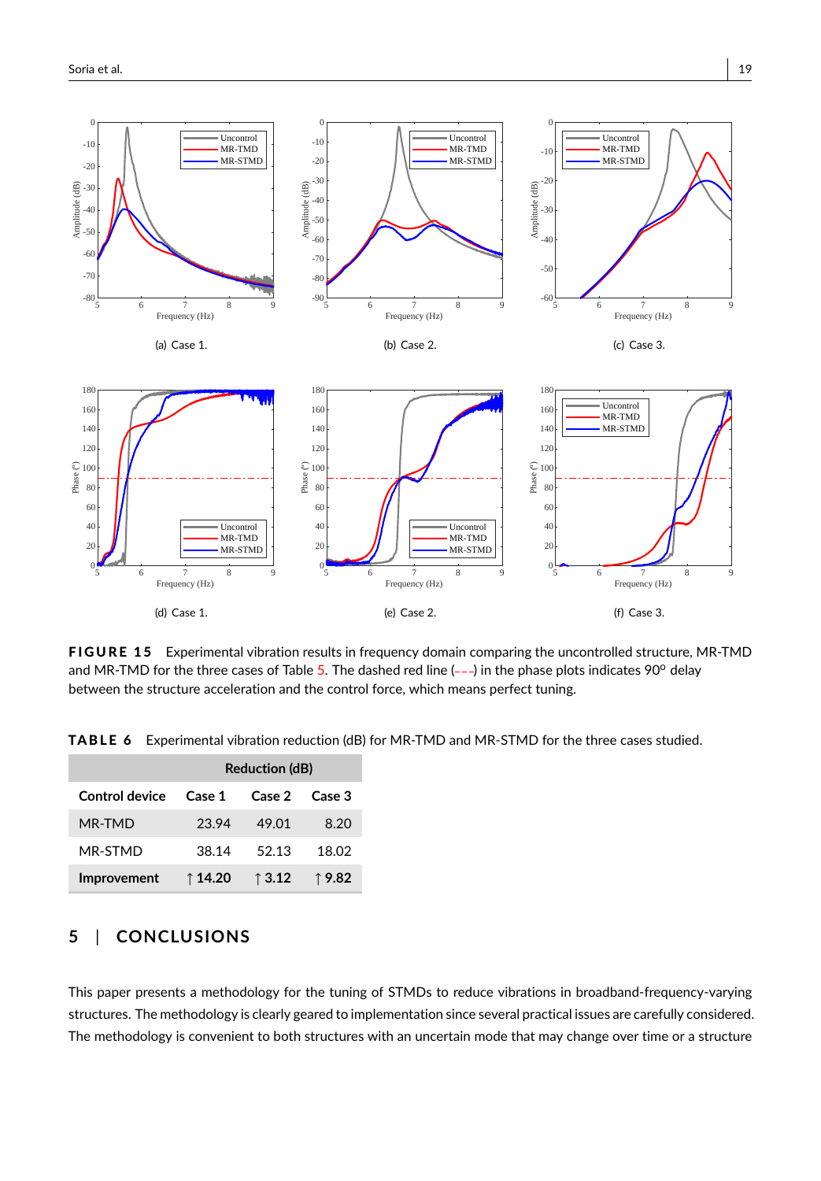**FIGURE 15** Experimental vibration results in frequency domain comparing the uncontrolled structure, MR-TMD and MR-TMD for the three cases of Table 5. The dashed red line (– – –) in the phase plots indicates 90° delay between the structure acceleration and the control force, which means perfect tuning.

**TABLE 6** Experimental vibration reduction (dB) for MR-TMD and MR-STMD for the three cases studied.

| | Reduction (dB) | | |
|---|---|---|---|
| **Control device** | **Case 1** | **Case 2** | **Case 3** |
| MR-TMD | 23.94 | 49.01 | 8.20 |
| MR-STMD | 38.14 | 52.13 | 18.02 |
| **Improvement** | **↑ 14.20** | **↑ 3.12** | **↑ 9.82** |

## 5 | CONCLUSIONS

This paper presents a methodology for the tuning of STMDs to reduce vibrations in broadband-frequency-varying structures. The methodology is clearly geared to implementation since several practical issues are carefully considered. The methodology is convenient to both structures with an uncertain mode that may change over time or a structure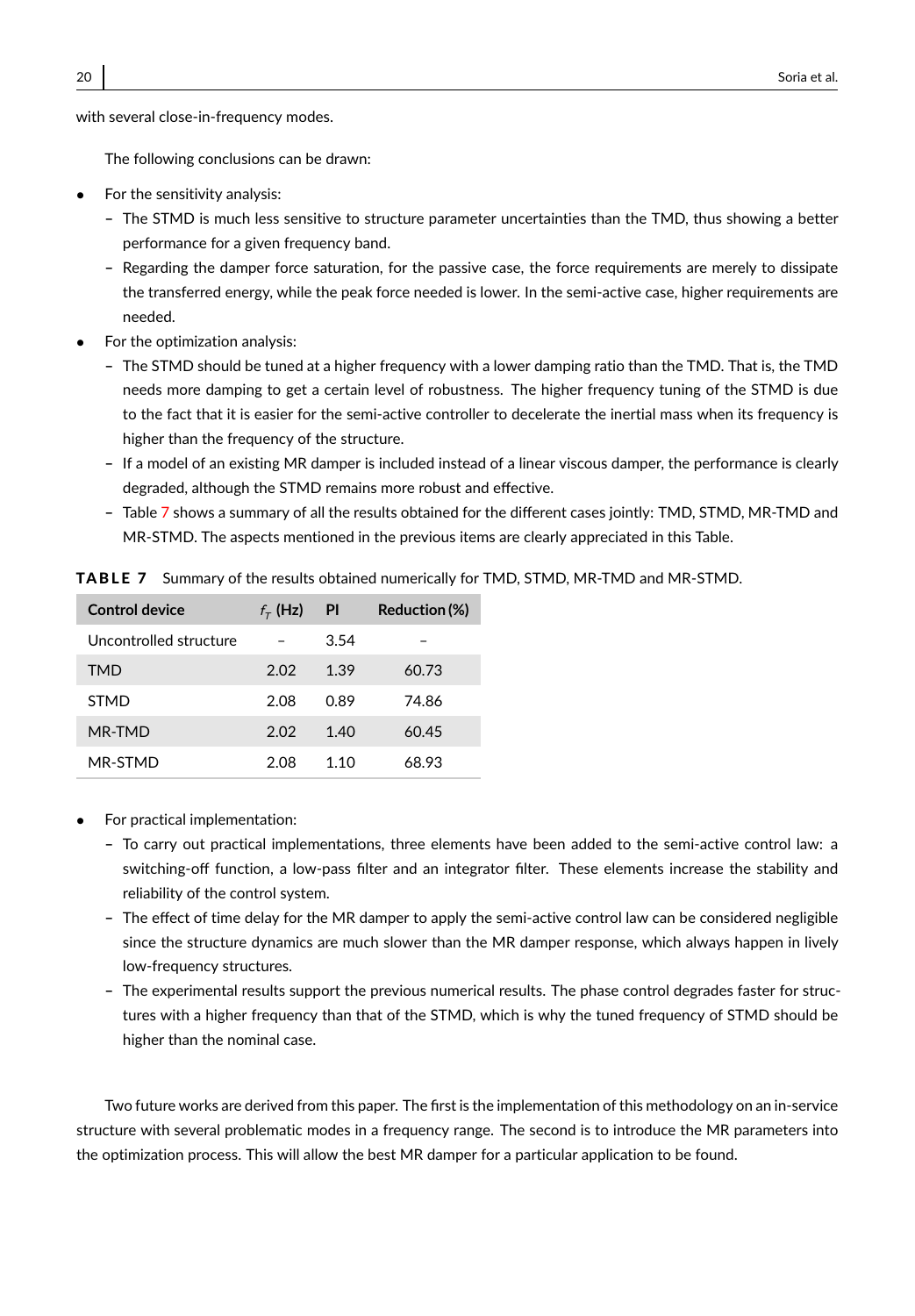with several close-in-frequency modes.

The following conclusions can be drawn:

- For the sensitivity analysis:
  - The STMD is much less sensitive to structure parameter uncertainties than the TMD, thus showing a better performance for a given frequency band.
  - Regarding the damper force saturation, for the passive case, the force requirements are merely to dissipate the transferred energy, while the peak force needed is lower. In the semi-active case, higher requirements are needed.
- For the optimization analysis:
  - The STMD should be tuned at a higher frequency with a lower damping ratio than the TMD. That is, the TMD needs more damping to get a certain level of robustness. The higher frequency tuning of the STMD is due to the fact that it is easier for the semi-active controller to decelerate the inertial mass when its frequency is higher than the frequency of the structure.
  - If a model of an existing MR damper is included instead of a linear viscous damper, the performance is clearly degraded, although the STMD remains more robust and effective.
  - Table 7 shows a summary of all the results obtained for the different cases jointly: TMD, STMD, MR-TMD and MR-STMD. The aspects mentioned in the previous items are clearly appreciated in this Table.

**TABLE 7** Summary of the results obtained numerically for TMD, STMD, MR-TMD and MR-STMD.

| Control device | $f_T$ (Hz) | PI | Reduction (%) |
|---|---|---|---|
| Uncontrolled structure | – | 3.54 | – |
| TMD | 2.02 | 1.39 | 60.73 |
| STMD | 2.08 | 0.89 | 74.86 |
| MR-TMD | 2.02 | 1.40 | 60.45 |
| MR-STMD | 2.08 | 1.10 | 68.93 |

- For practical implementation:
  - To carry out practical implementations, three elements have been added to the semi-active control law: a switching-off function, a low-pass filter and an integrator filter. These elements increase the stability and reliability of the control system.
  - The effect of time delay for the MR damper to apply the semi-active control law can be considered negligible since the structure dynamics are much slower than the MR damper response, which always happen in lively low-frequency structures.
  - The experimental results support the previous numerical results. The phase control degrades faster for structures with a higher frequency than that of the STMD, which is why the tuned frequency of STMD should be higher than the nominal case.

Two future works are derived from this paper. The first is the implementation of this methodology on an in-service structure with several problematic modes in a frequency range. The second is to introduce the MR parameters into the optimization process. This will allow the best MR damper for a particular application to be found.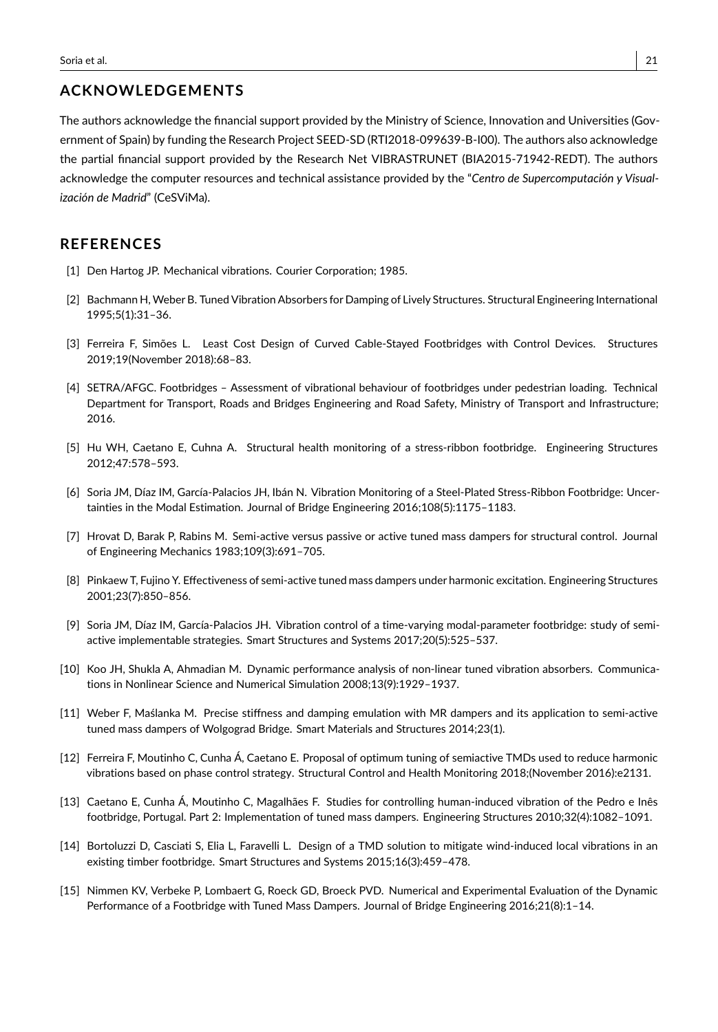## ACKNOWLEDGEMENTS

The authors acknowledge the financial support provided by the Ministry of Science, Innovation and Universities (Government of Spain) by funding the Research Project SEED-SD (RTI2018-099639-B-I00). The authors also acknowledge the partial financial support provided by the Research Net VIBRASTRUNET (BIA2015-71942-REDT). The authors acknowledge the computer resources and technical assistance provided by the "*Centro de Supercomputación y Visualización de Madrid*" (CeSViMa).

## REFERENCES

[1] Den Hartog JP. Mechanical vibrations. Courier Corporation; 1985.

[2] Bachmann H, Weber B. Tuned Vibration Absorbers for Damping of Lively Structures. Structural Engineering International 1995;5(1):31–36.

[3] Ferreira F, Simões L. Least Cost Design of Curved Cable-Stayed Footbridges with Control Devices. Structures 2019;19(November 2018):68–83.

[4] SETRA/AFGC. Footbridges – Assessment of vibrational behaviour of footbridges under pedestrian loading. Technical Department for Transport, Roads and Bridges Engineering and Road Safety, Ministry of Transport and Infrastructure; 2016.

[5] Hu WH, Caetano E, Cuhna A. Structural health monitoring of a stress-ribbon footbridge. Engineering Structures 2012;47:578–593.

[6] Soria JM, Díaz IM, García-Palacios JH, Ibán N. Vibration Monitoring of a Steel-Plated Stress-Ribbon Footbridge: Uncertainties in the Modal Estimation. Journal of Bridge Engineering 2016;108(5):1175–1183.

[7] Hrovat D, Barak P, Rabins M. Semi-active versus passive or active tuned mass dampers for structural control. Journal of Engineering Mechanics 1983;109(3):691–705.

[8] Pinkaew T, Fujino Y. Effectiveness of semi-active tuned mass dampers under harmonic excitation. Engineering Structures 2001;23(7):850–856.

[9] Soria JM, Díaz IM, García-Palacios JH. Vibration control of a time-varying modal-parameter footbridge: study of semi-active implementable strategies. Smart Structures and Systems 2017;20(5):525–537.

[10] Koo JH, Shukla A, Ahmadian M. Dynamic performance analysis of non-linear tuned vibration absorbers. Communications in Nonlinear Science and Numerical Simulation 2008;13(9):1929–1937.

[11] Weber F, Maślanka M. Precise stiffness and damping emulation with MR dampers and its application to semi-active tuned mass dampers of Wolgograd Bridge. Smart Materials and Structures 2014;23(1).

[12] Ferreira F, Moutinho C, Cunha Á, Caetano E. Proposal of optimum tuning of semiactive TMDs used to reduce harmonic vibrations based on phase control strategy. Structural Control and Health Monitoring 2018;(November 2016):e2131.

[13] Caetano E, Cunha Á, Moutinho C, Magalhães F. Studies for controlling human-induced vibration of the Pedro e Inês footbridge, Portugal. Part 2: Implementation of tuned mass dampers. Engineering Structures 2010;32(4):1082–1091.

[14] Bortoluzzi D, Casciati S, Elia L, Faravelli L. Design of a TMD solution to mitigate wind-induced local vibrations in an existing timber footbridge. Smart Structures and Systems 2015;16(3):459–478.

[15] Nimmen KV, Verbeke P, Lombaert G, Roeck GD, Broeck PVD. Numerical and Experimental Evaluation of the Dynamic Performance of a Footbridge with Tuned Mass Dampers. Journal of Bridge Engineering 2016;21(8):1–14.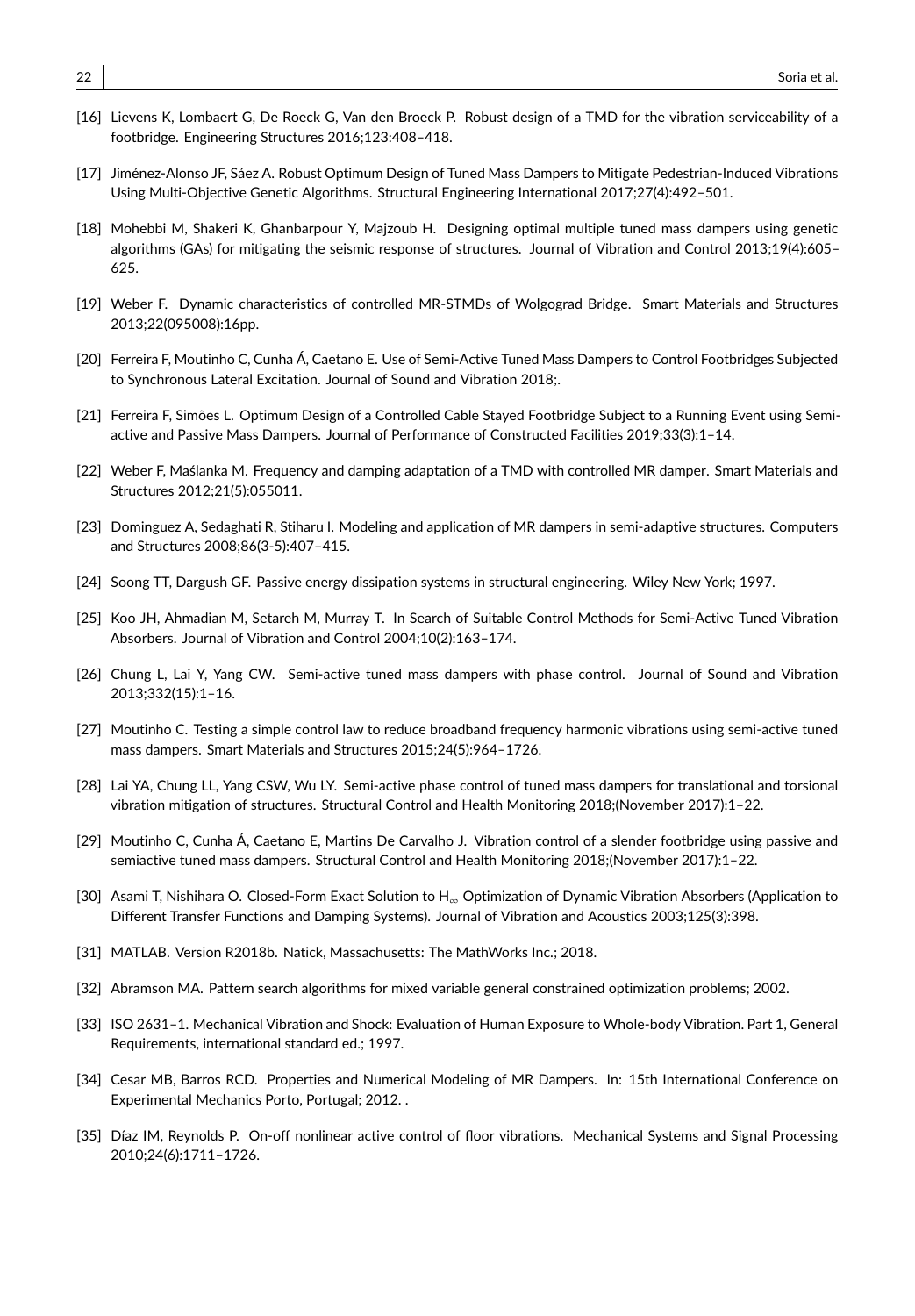[16] Lievens K, Lombaert G, De Roeck G, Van den Broeck P. Robust design of a TMD for the vibration serviceability of a footbridge. Engineering Structures 2016;123:408–418.

[17] Jiménez-Alonso JF, Sáez A. Robust Optimum Design of Tuned Mass Dampers to Mitigate Pedestrian-Induced Vibrations Using Multi-Objective Genetic Algorithms. Structural Engineering International 2017;27(4):492–501.

[18] Mohebbi M, Shakeri K, Ghanbarpour Y, Majzoub H. Designing optimal multiple tuned mass dampers using genetic algorithms (GAs) for mitigating the seismic response of structures. Journal of Vibration and Control 2013;19(4):605–625.

[19] Weber F. Dynamic characteristics of controlled MR-STMDs of Wolgograd Bridge. Smart Materials and Structures 2013;22(095008):16pp.

[20] Ferreira F, Moutinho C, Cunha Á, Caetano E. Use of Semi-Active Tuned Mass Dampers to Control Footbridges Subjected to Synchronous Lateral Excitation. Journal of Sound and Vibration 2018;.

[21] Ferreira F, Simões L. Optimum Design of a Controlled Cable Stayed Footbridge Subject to a Running Event using Semi-active and Passive Mass Dampers. Journal of Performance of Constructed Facilities 2019;33(3):1–14.

[22] Weber F, Maślanka M. Frequency and damping adaptation of a TMD with controlled MR damper. Smart Materials and Structures 2012;21(5):055011.

[23] Dominguez A, Sedaghati R, Stiharu I. Modeling and application of MR dampers in semi-adaptive structures. Computers and Structures 2008;86(3-5):407–415.

[24] Soong TT, Dargush GF. Passive energy dissipation systems in structural engineering. Wiley New York; 1997.

[25] Koo JH, Ahmadian M, Setareh M, Murray T. In Search of Suitable Control Methods for Semi-Active Tuned Vibration Absorbers. Journal of Vibration and Control 2004;10(2):163–174.

[26] Chung L, Lai Y, Yang CW. Semi-active tuned mass dampers with phase control. Journal of Sound and Vibration 2013;332(15):1–16.

[27] Moutinho C. Testing a simple control law to reduce broadband frequency harmonic vibrations using semi-active tuned mass dampers. Smart Materials and Structures 2015;24(5):964–1726.

[28] Lai YA, Chung LL, Yang CSW, Wu LY. Semi-active phase control of tuned mass dampers for translational and torsional vibration mitigation of structures. Structural Control and Health Monitoring 2018;(November 2017):1–22.

[29] Moutinho C, Cunha Á, Caetano E, Martins De Carvalho J. Vibration control of a slender footbridge using passive and semiactive tuned mass dampers. Structural Control and Health Monitoring 2018;(November 2017):1–22.

[30] Asami T, Nishihara O. Closed-Form Exact Solution to $H_\infty$ Optimization of Dynamic Vibration Absorbers (Application to Different Transfer Functions and Damping Systems). Journal of Vibration and Acoustics 2003;125(3):398.

[31] MATLAB. Version R2018b. Natick, Massachusetts: The MathWorks Inc.; 2018.

[32] Abramson MA. Pattern search algorithms for mixed variable general constrained optimization problems; 2002.

[33] ISO 2631–1. Mechanical Vibration and Shock: Evaluation of Human Exposure to Whole-body Vibration. Part 1, General Requirements, international standard ed.; 1997.

[34] Cesar MB, Barros RCD. Properties and Numerical Modeling of MR Dampers. In: 15th International Conference on Experimental Mechanics Porto, Portugal; 2012. .

[35] Díaz IM, Reynolds P. On-off nonlinear active control of floor vibrations. Mechanical Systems and Signal Processing 2010;24(6):1711–1726.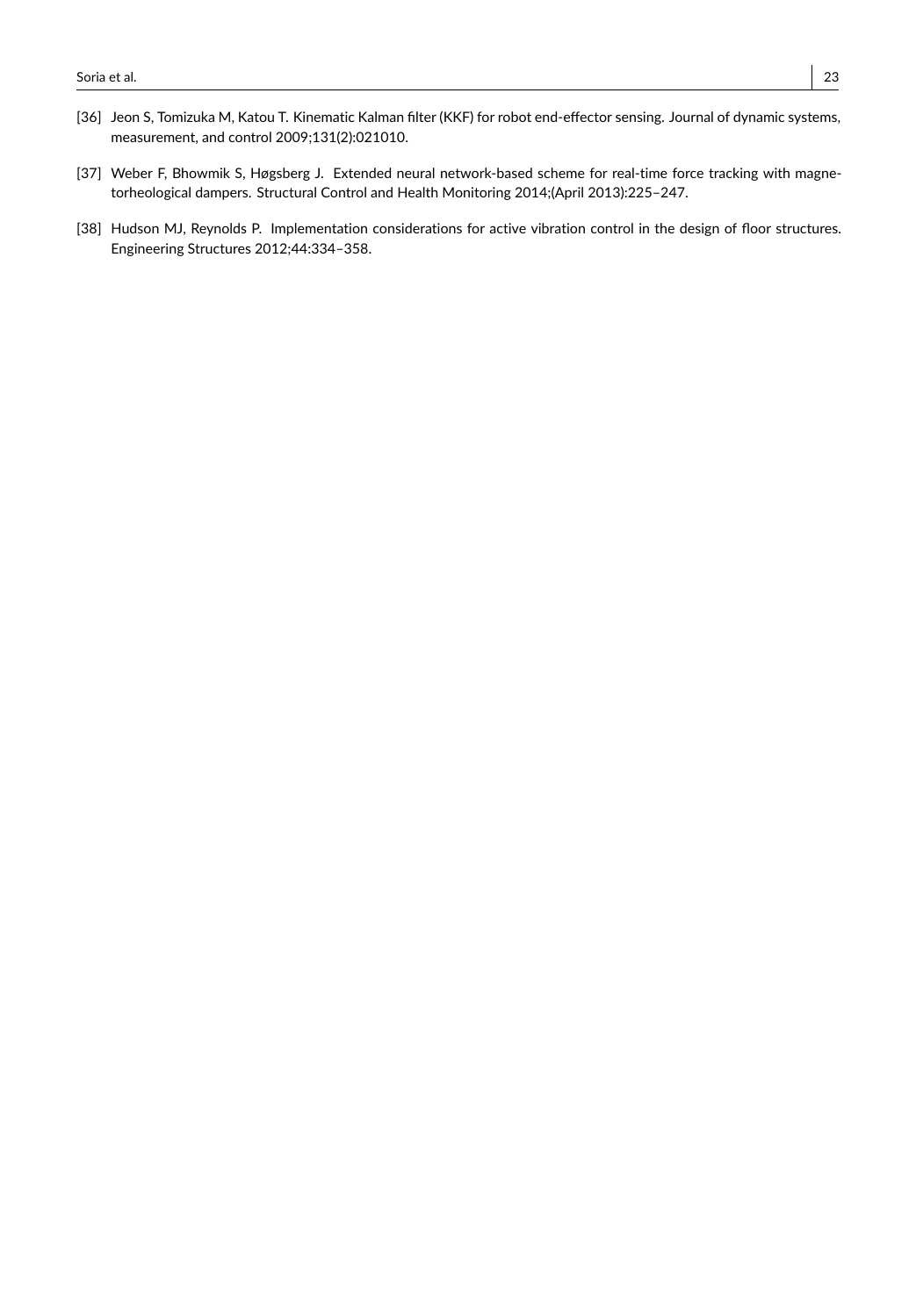[36] Jeon S, Tomizuka M, Katou T. Kinematic Kalman filter (KKF) for robot end-effector sensing. Journal of dynamic systems, measurement, and control 2009;131(2):021010.

[37] Weber F, Bhowmik S, Høgsberg J. Extended neural network-based scheme for real-time force tracking with magnetorheological dampers. Structural Control and Health Monitoring 2014;(April 2013):225–247.

[38] Hudson MJ, Reynolds P. Implementation considerations for active vibration control in the design of floor structures. Engineering Structures 2012;44:334–358.